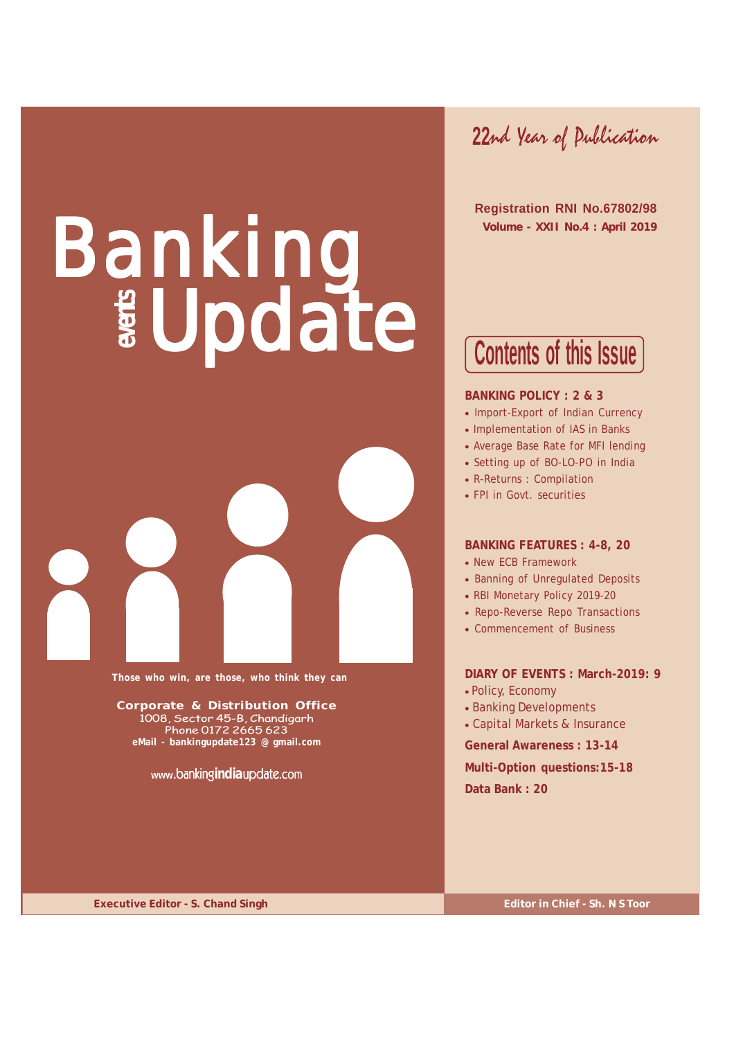# Banking events Update

*22nd Year of Publication*

**Registration RNI No.67802/98**
**Volume - XXII No.4 : April 2019**

## Contents of this Issue

**BANKING POLICY : 2 & 3**

- Import-Export of Indian Currency
- Implementation of IAS in Banks
- Average Base Rate for MFI lending
- Setting up of BO-LO-PO in India
- R-Returns : Compilation
- FPI in Govt. securities

**BANKING FEATURES : 4-8, 20**

- New ECB Framework
- Banning of Unregulated Deposits
- RBI Monetary Policy 2019-20
- Repo-Reverse Repo Transactions
- Commencement of Business

**DIARY OF EVENTS : March-2019: 9**

- Policy, Economy
- Banking Developments
- Capital Markets & Insurance

**General Awareness : 13-14**

**Multi-Option questions:15-18**

**Data Bank : 20**

**Those who win, are those, who think they can**

**Corporate & Distribution Office**
1008, Sector 45-B, Chandigarh
Phone 0172 2665 623
**eMail - bankingupdate123 @ gmail.com**

www.bankingindiaupdate.com

**Executive Editor - S. Chand Singh**

**Editor in Chief - Sh. N S Toor**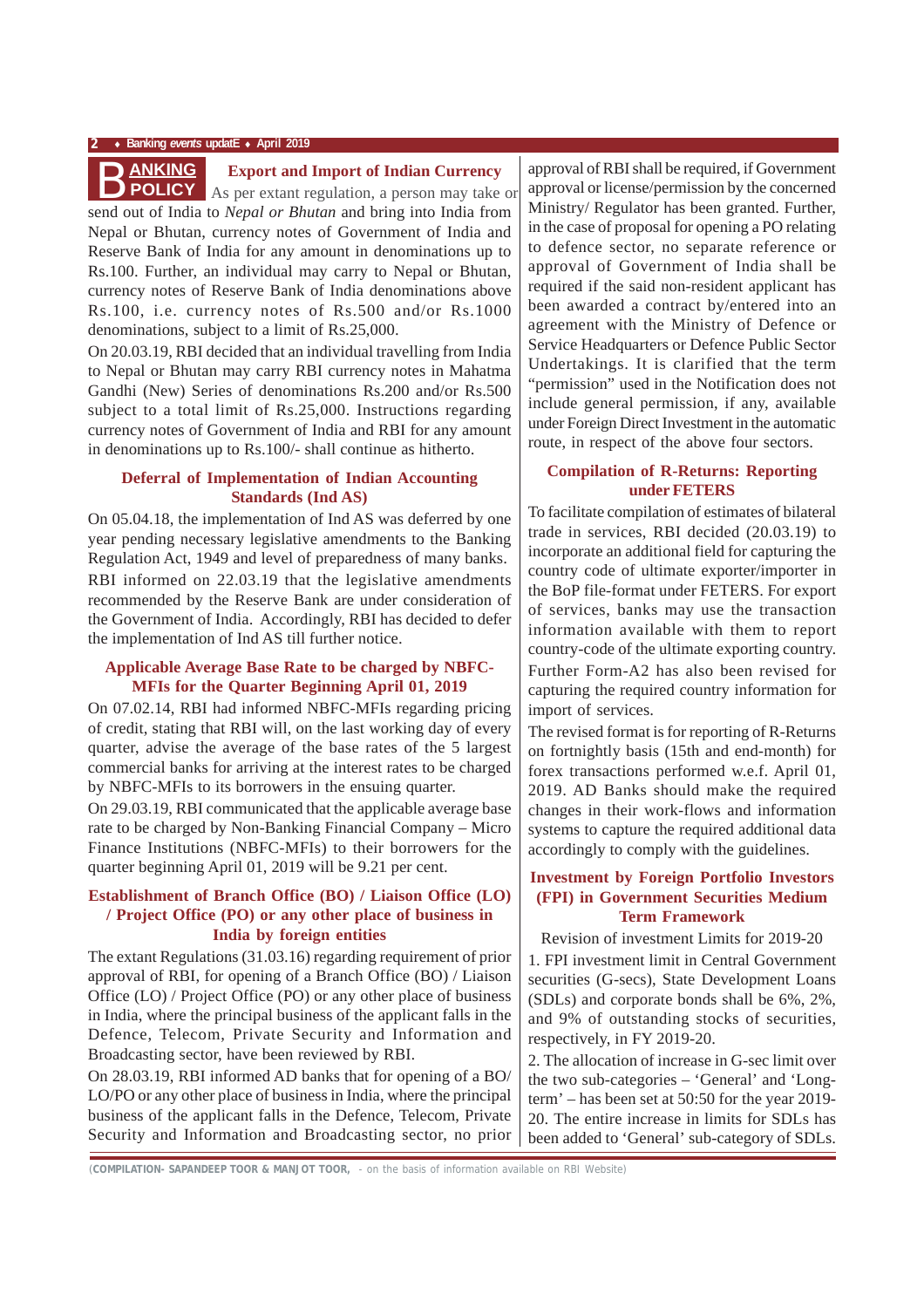# BANKING POLICY

## Export and Import of Indian Currency

As per extant regulation, a person may take or send out of India to *Nepal or Bhutan* and bring into India from Nepal or Bhutan, currency notes of Government of India and Reserve Bank of India for any amount in denominations up to Rs.100. Further, an individual may carry to Nepal or Bhutan, currency notes of Reserve Bank of India denominations above Rs.100, i.e. currency notes of Rs.500 and/or Rs.1000 denominations, subject to a limit of Rs.25,000.

On 20.03.19, RBI decided that an individual travelling from India to Nepal or Bhutan may carry RBI currency notes in Mahatma Gandhi (New) Series of denominations Rs.200 and/or Rs.500 subject to a total limit of Rs.25,000. Instructions regarding currency notes of Government of India and RBI for any amount in denominations up to Rs.100/- shall continue as hitherto.

## Deferral of Implementation of Indian Accounting Standards (Ind AS)

On 05.04.18, the implementation of Ind AS was deferred by one year pending necessary legislative amendments to the Banking Regulation Act, 1949 and level of preparedness of many banks.

RBI informed on 22.03.19 that the legislative amendments recommended by the Reserve Bank are under consideration of the Government of India. Accordingly, RBI has decided to defer the implementation of Ind AS till further notice.

## Applicable Average Base Rate to be charged by NBFC-MFIs for the Quarter Beginning April 01, 2019

On 07.02.14, RBI had informed NBFC-MFIs regarding pricing of credit, stating that RBI will, on the last working day of every quarter, advise the average of the base rates of the 5 largest commercial banks for arriving at the interest rates to be charged by NBFC-MFIs to its borrowers in the ensuing quarter.

On 29.03.19, RBI communicated that the applicable average base rate to be charged by Non-Banking Financial Company – Micro Finance Institutions (NBFC-MFIs) to their borrowers for the quarter beginning April 01, 2019 will be 9.21 per cent.

## Establishment of Branch Office (BO) / Liaison Office (LO) / Project Office (PO) or any other place of business in India by foreign entities

The extant Regulations (31.03.16) regarding requirement of prior approval of RBI, for opening of a Branch Office (BO) / Liaison Office (LO) / Project Office (PO) or any other place of business in India, where the principal business of the applicant falls in the Defence, Telecom, Private Security and Information and Broadcasting sector, have been reviewed by RBI.

On 28.03.19, RBI informed AD banks that for opening of a BO/LO/PO or any other place of business in India, where the principal business of the applicant falls in the Defence, Telecom, Private Security and Information and Broadcasting sector, no prior approval of RBI shall be required, if Government approval or license/permission by the concerned Ministry/ Regulator has been granted. Further, in the case of proposal for opening a PO relating to defence sector, no separate reference or approval of Government of India shall be required if the said non-resident applicant has been awarded a contract by/entered into an agreement with the Ministry of Defence or Service Headquarters or Defence Public Sector Undertakings. It is clarified that the term "permission" used in the Notification does not include general permission, if any, available under Foreign Direct Investment in the automatic route, in respect of the above four sectors.

## Compilation of R-Returns: Reporting under FETERS

To facilitate compilation of estimates of bilateral trade in services, RBI decided (20.03.19) to incorporate an additional field for capturing the country code of ultimate exporter/importer in the BoP file-format under FETERS. For export of services, banks may use the transaction information available with them to report country-code of the ultimate exporting country. Further Form-A2 has also been revised for capturing the required country information for import of services.

The revised format is for reporting of R-Returns on fortnightly basis (15th and end-month) for forex transactions performed w.e.f. April 01, 2019. AD Banks should make the required changes in their work-flows and information systems to capture the required additional data accordingly to comply with the guidelines.

## Investment by Foreign Portfolio Investors (FPI) in Government Securities Medium Term Framework

Revision of investment Limits for 2019-20

1. FPI investment limit in Central Government securities (G-secs), State Development Loans (SDLs) and corporate bonds shall be 6%, 2%, and 9% of outstanding stocks of securities, respectively, in FY 2019-20.

2. The allocation of increase in G-sec limit over the two sub-categories – 'General' and 'Long-term' – has been set at 50:50 for the year 2019-20. The entire increase in limits for SDLs has been added to 'General' sub-category of SDLs.

(**COMPILATION- SAPANDEEP TOOR & MANJOT TOOR,** - on the basis of information available on RBI Website)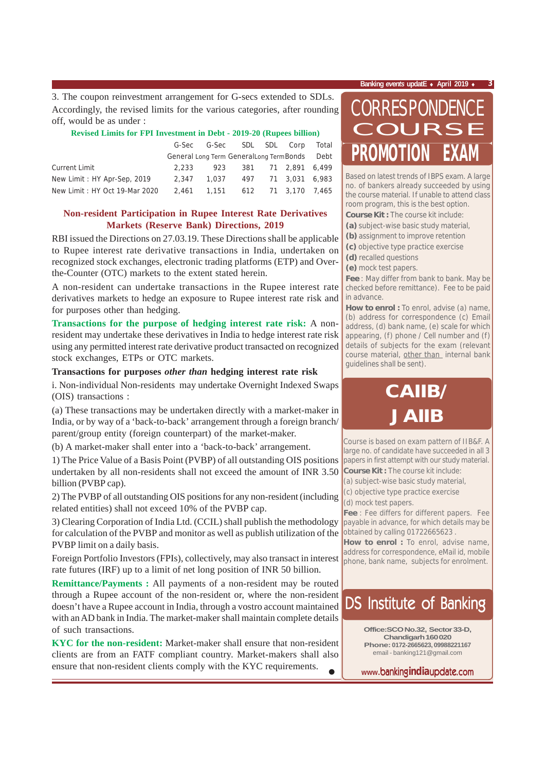3. The coupon reinvestment arrangement for G-secs extended to SDLs.

Accordingly, the revised limits for the various categories, after rounding off, would be as under :

**Revised Limits for FPI Investment in Debt - 2019-20 (Rupees billion)**

| | G-Sec General | G-Sec Long Term | SDL General | SDL Long Term | Corp Bonds | Total Debt |
|---|---|---|---|---|---|---|
| Current Limit | 2,233 | 923 | 381 | 71 | 2,891 | 6,499 |
| New Limit : HY Apr-Sep, 2019 | 2,347 | 1,037 | 497 | 71 | 3,031 | 6,983 |
| New Limit : HY Oct 19-Mar 2020 | 2,461 | 1,151 | 612 | 71 | 3,170 | 7,465 |

## Non-resident Participation in Rupee Interest Rate Derivatives Markets (Reserve Bank) Directions, 2019

RBI issued the Directions on 27.03.19. These Directions shall be applicable to Rupee interest rate derivative transactions in India, undertaken on recognized stock exchanges, electronic trading platforms (ETP) and Over-the-Counter (OTC) markets to the extent stated herein.

A non-resident can undertake transactions in the Rupee interest rate derivatives markets to hedge an exposure to Rupee interest rate risk and for purposes other than hedging.

**Transactions for the purpose of hedging interest rate risk:** A non-resident may undertake these derivatives in India to hedge interest rate risk using any permitted interest rate derivative product transacted on recognized stock exchanges, ETPs or OTC markets.

**Transactions for purposes *other than* hedging interest rate risk**

i. Non-individual Non-residents may undertake Overnight Indexed Swaps (OIS) transactions :

(a) These transactions may be undertaken directly with a market-maker in India, or by way of a 'back-to-back' arrangement through a foreign branch/ parent/group entity (foreign counterpart) of the market-maker.

(b) A market-maker shall enter into a 'back-to-back' arrangement.

1) The Price Value of a Basis Point (PVBP) of all outstanding OIS positions undertaken by all non-residents shall not exceed the amount of INR 3.50 billion (PVBP cap).

2) The PVBP of all outstanding OIS positions for any non-resident (including related entities) shall not exceed 10% of the PVBP cap.

3) Clearing Corporation of India Ltd. (CCIL) shall publish the methodology for calculation of the PVBP and monitor as well as publish utilization of the PVBP limit on a daily basis.

Foreign Portfolio Investors (FPIs), collectively, may also transact in interest rate futures (IRF) up to a limit of net long position of INR 50 billion.

**Remittance/Payments :** All payments of a non-resident may be routed through a Rupee account of the non-resident or, where the non-resident doesn't have a Rupee account in India, through a vostro account maintained with an AD bank in India. The market-maker shall maintain complete details of such transactions.

**KYC for the non-resident:** Market-maker shall ensure that non-resident clients are from an FATF compliant country. Market-makers shall also ensure that non-resident clients comply with the KYC requirements.

# CORRESPONDENCE COURSE PROMOTION EXAM

Based on latest trends of IBPS exam. A large no. of bankers already succeeded by using the course material. If unable to attend class room program, this is the best option.

**Course Kit :** The course kit include:

**(a)** subject-wise basic study material,

**(b)** assignment to improve retention

**(c)** objective type practice exercise

**(d)** recalled questions

**(e)** mock test papers.

**Fee** : May differ from bank to bank. May be checked before remittance). Fee to be paid in advance.

**How to enrol :** To enrol, advise (a) name, (b) address for correspondence (c) Email address, (d) bank name, (e) scale for which appearing, (f) phone / Cell number and (f) details of subjects for the exam (relevant course material, other than internal bank guidelines shall be sent).

# CAIIB/ JAIIB

Course is based on exam pattern of IIB&F. A large no. of candidate have succeeded in all 3 papers in first attempt with our study material.

**Course Kit :** The course kit include:

(a) subject-wise basic study material,

(c) objective type practice exercise

(d) mock test papers.

**Fee** : Fee differs for different papers. Fee payable in advance, for which details may be obtained by calling 01722665623 .

**How to enrol :** To enrol, advise name, address for correspondence, eMail id, mobile phone, bank name, subjects for enrolment.

# DS Institute of Banking

**Office:SCO No.32, Sector 33-D, Chandigarh 160020**

**Phone: 0172-2665623, 09988221167**

email - banking121@gmail.com

www.bankingindiaupdate.com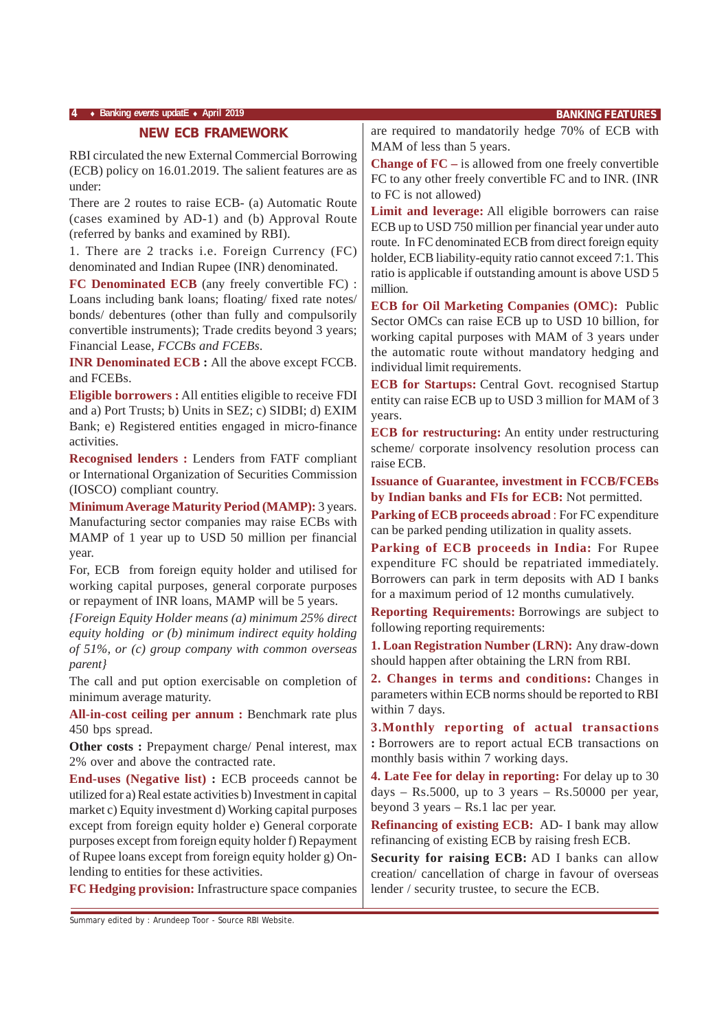## NEW ECB FRAMEWORK

RBI circulated the new External Commercial Borrowing (ECB) policy on 16.01.2019. The salient features are as under:

There are 2 routes to raise ECB- (a) Automatic Route (cases examined by AD-1) and (b) Approval Route (referred by banks and examined by RBI).

1. There are 2 tracks i.e. Foreign Currency (FC) denominated and Indian Rupee (INR) denominated.

**FC Denominated ECB** (any freely convertible FC) : Loans including bank loans; floating/ fixed rate notes/ bonds/ debentures (other than fully and compulsorily convertible instruments); Trade credits beyond 3 years; Financial Lease, *FCCBs and FCEBs*.

**INR Denominated ECB :** All the above except FCCB. and FCEBs.

**Eligible borrowers :** All entities eligible to receive FDI and a) Port Trusts; b) Units in SEZ; c) SIDBI; d) EXIM Bank; e) Registered entities engaged in micro-finance activities.

**Recognised lenders :** Lenders from FATF compliant or International Organization of Securities Commission (IOSCO) compliant country.

**Minimum Average Maturity Period (MAMP):** 3 years. Manufacturing sector companies may raise ECBs with MAMP of 1 year up to USD 50 million per financial year.

For, ECB from foreign equity holder and utilised for working capital purposes, general corporate purposes or repayment of INR loans, MAMP will be 5 years.

*{Foreign Equity Holder means (a) minimum 25% direct equity holding or (b) minimum indirect equity holding of 51%, or (c) group company with common overseas parent}*

The call and put option exercisable on completion of minimum average maturity.

**All-in-cost ceiling per annum :** Benchmark rate plus 450 bps spread.

**Other costs :** Prepayment charge/ Penal interest, max 2% over and above the contracted rate.

**End-uses (Negative list) :** ECB proceeds cannot be utilized for a) Real estate activities b) Investment in capital market c) Equity investment d) Working capital purposes except from foreign equity holder e) General corporate purposes except from foreign equity holder f) Repayment of Rupee loans except from foreign equity holder g) On-lending to entities for these activities.

**FC Hedging provision:** Infrastructure space companies are required to mandatorily hedge 70% of ECB with MAM of less than 5 years.

**Change of FC –** is allowed from one freely convertible FC to any other freely convertible FC and to INR. (INR to FC is not allowed)

**Limit and leverage:** All eligible borrowers can raise ECB up to USD 750 million per financial year under auto route. In FC denominated ECB from direct foreign equity holder, ECB liability-equity ratio cannot exceed 7:1. This ratio is applicable if outstanding amount is above USD 5 million.

**ECB for Oil Marketing Companies (OMC):** Public Sector OMCs can raise ECB up to USD 10 billion, for working capital purposes with MAM of 3 years under the automatic route without mandatory hedging and individual limit requirements.

**ECB for Startups:** Central Govt. recognised Startup entity can raise ECB up to USD 3 million for MAM of 3 years.

**ECB for restructuring:** An entity under restructuring scheme/ corporate insolvency resolution process can raise ECB.

**Issuance of Guarantee, investment in FCCB/FCEBs by Indian banks and FIs for ECB:** Not permitted.

**Parking of ECB proceeds abroad** : For FC expenditure can be parked pending utilization in quality assets.

**Parking of ECB proceeds in India:** For Rupee expenditure FC should be repatriated immediately. Borrowers can park in term deposits with AD I banks for a maximum period of 12 months cumulatively.

**Reporting Requirements:** Borrowings are subject to following reporting requirements:

**1. Loan Registration Number (LRN):** Any draw-down should happen after obtaining the LRN from RBI.

**2. Changes in terms and conditions:** Changes in parameters within ECB norms should be reported to RBI within 7 days.

**3.Monthly reporting of actual transactions :** Borrowers are to report actual ECB transactions on monthly basis within 7 working days.

**4. Late Fee for delay in reporting:** For delay up to 30 days – Rs.5000, up to 3 years – Rs.50000 per year, beyond 3 years – Rs.1 lac per year.

**Refinancing of existing ECB:** AD- I bank may allow refinancing of existing ECB by raising fresh ECB.

**Security for raising ECB:** AD I banks can allow creation/ cancellation of charge in favour of overseas lender / security trustee, to secure the ECB.

Summary edited by : Arundeep Toor - Source RBI Website.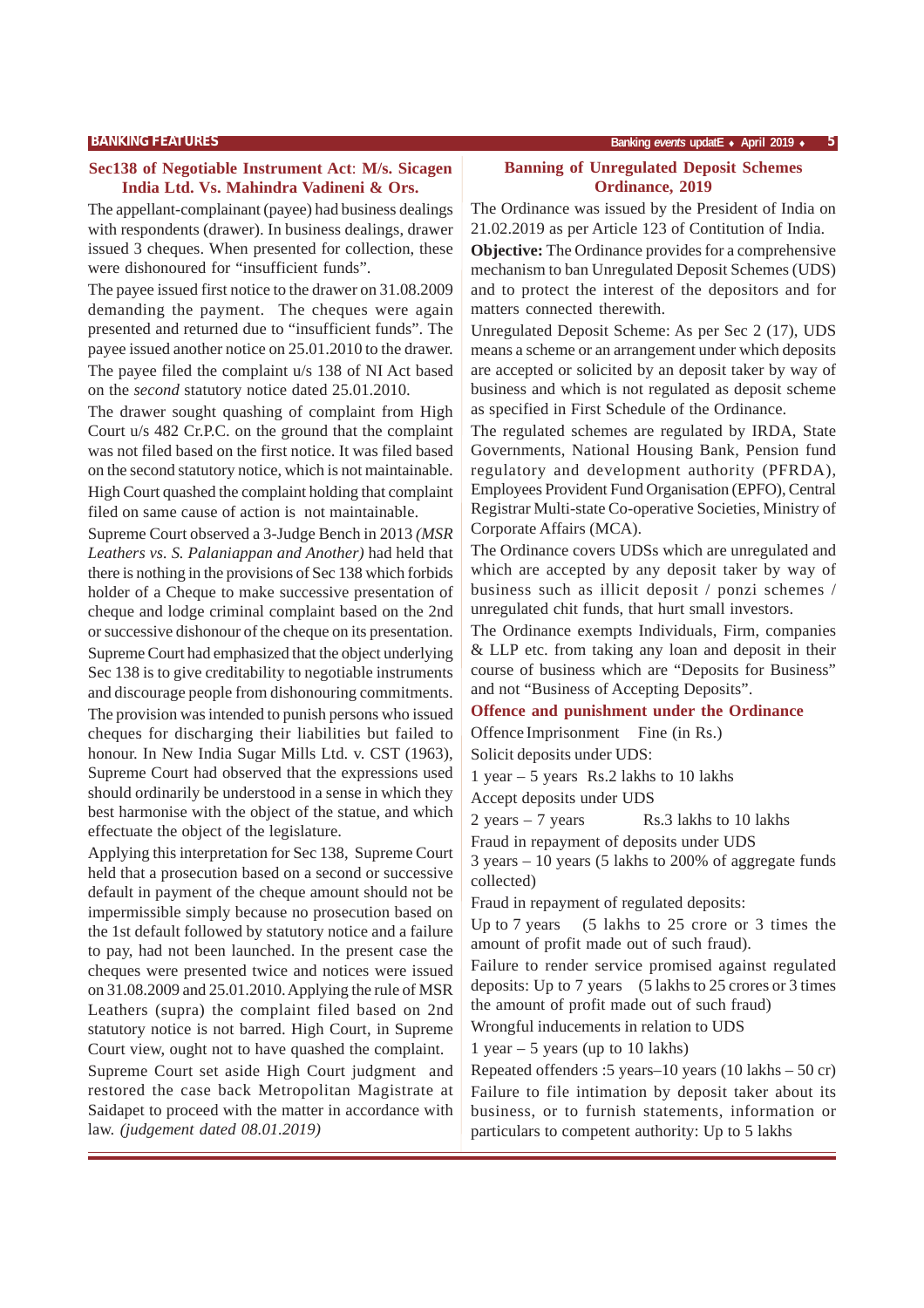## Sec138 of Negotiable Instrument Act: M/s. Sicagen India Ltd. Vs. Mahindra Vadineni & Ors.

The appellant-complainant (payee) had business dealings with respondents (drawer). In business dealings, drawer issued 3 cheques. When presented for collection, these were dishonoured for "insufficient funds".

The payee issued first notice to the drawer on 31.08.2009 demanding the payment. The cheques were again presented and returned due to "insufficient funds". The payee issued another notice on 25.01.2010 to the drawer.

The payee filed the complaint u/s 138 of NI Act based on the *second* statutory notice dated 25.01.2010.

The drawer sought quashing of complaint from High Court u/s 482 Cr.P.C. on the ground that the complaint was not filed based on the first notice. It was filed based on the second statutory notice, which is not maintainable.

High Court quashed the complaint holding that complaint filed on same cause of action is not maintainable.

Supreme Court observed a 3-Judge Bench in 2013 *(MSR Leathers vs. S. Palaniappan and Another)* had held that there is nothing in the provisions of Sec 138 which forbids holder of a Cheque to make successive presentation of cheque and lodge criminal complaint based on the 2nd or successive dishonour of the cheque on its presentation.

Supreme Court had emphasized that the object underlying Sec 138 is to give creditability to negotiable instruments and discourage people from dishonouring commitments.

The provision was intended to punish persons who issued cheques for discharging their liabilities but failed to honour. In New India Sugar Mills Ltd. v. CST (1963), Supreme Court had observed that the expressions used should ordinarily be understood in a sense in which they best harmonise with the object of the statue, and which effectuate the object of the legislature.

Applying this interpretation for Sec 138, Supreme Court held that a prosecution based on a second or successive default in payment of the cheque amount should not be impermissible simply because no prosecution based on the 1st default followed by statutory notice and a failure to pay, had not been launched. In the present case the cheques were presented twice and notices were issued on 31.08.2009 and 25.01.2010. Applying the rule of MSR Leathers (supra) the complaint filed based on 2nd statutory notice is not barred. High Court, in Supreme Court view, ought not to have quashed the complaint.

Supreme Court set aside High Court judgment and restored the case back Metropolitan Magistrate at Saidapet to proceed with the matter in accordance with law. *(judgement dated 08.01.2019)*

## Banning of Unregulated Deposit Schemes Ordinance, 2019

The Ordinance was issued by the President of India on 21.02.2019 as per Article 123 of Contitution of India.

**Objective:** The Ordinance provides for a comprehensive mechanism to ban Unregulated Deposit Schemes (UDS) and to protect the interest of the depositors and for matters connected therewith.

Unregulated Deposit Scheme: As per Sec 2 (17), UDS means a scheme or an arrangement under which deposits are accepted or solicited by an deposit taker by way of business and which is not regulated as deposit scheme as specified in First Schedule of the Ordinance.

The regulated schemes are regulated by IRDA, State Governments, National Housing Bank, Pension fund regulatory and development authority (PFRDA), Employees Provident Fund Organisation (EPFO), Central Registrar Multi-state Co-operative Societies, Ministry of Corporate Affairs (MCA).

The Ordinance covers UDSs which are unregulated and which are accepted by any deposit taker by way of business such as illicit deposit / ponzi schemes / unregulated chit funds, that hurt small investors.

The Ordinance exempts Individuals, Firm, companies & LLP etc. from taking any loan and deposit in their course of business which are "Deposits for Business" and not "Business of Accepting Deposits".

### Offence and punishment under the Ordinance

Offence Imprisonment Fine (in Rs.)

Solicit deposits under UDS:

1 year – 5 years Rs.2 lakhs to 10 lakhs

Accept deposits under UDS

2 years – 7 years Rs.3 lakhs to 10 lakhs

Fraud in repayment of deposits under UDS

3 years – 10 years (5 lakhs to 200% of aggregate funds collected)

Fraud in repayment of regulated deposits:

Up to 7 years (5 lakhs to 25 crore or 3 times the amount of profit made out of such fraud).

Failure to render service promised against regulated deposits: Up to 7 years (5 lakhs to 25 crores or 3 times the amount of profit made out of such fraud)

Wrongful inducements in relation to UDS

1 year – 5 years (up to 10 lakhs)

Repeated offenders :5 years–10 years (10 lakhs – 50 cr)

Failure to file intimation by deposit taker about its business, or to furnish statements, information or particulars to competent authority: Up to 5 lakhs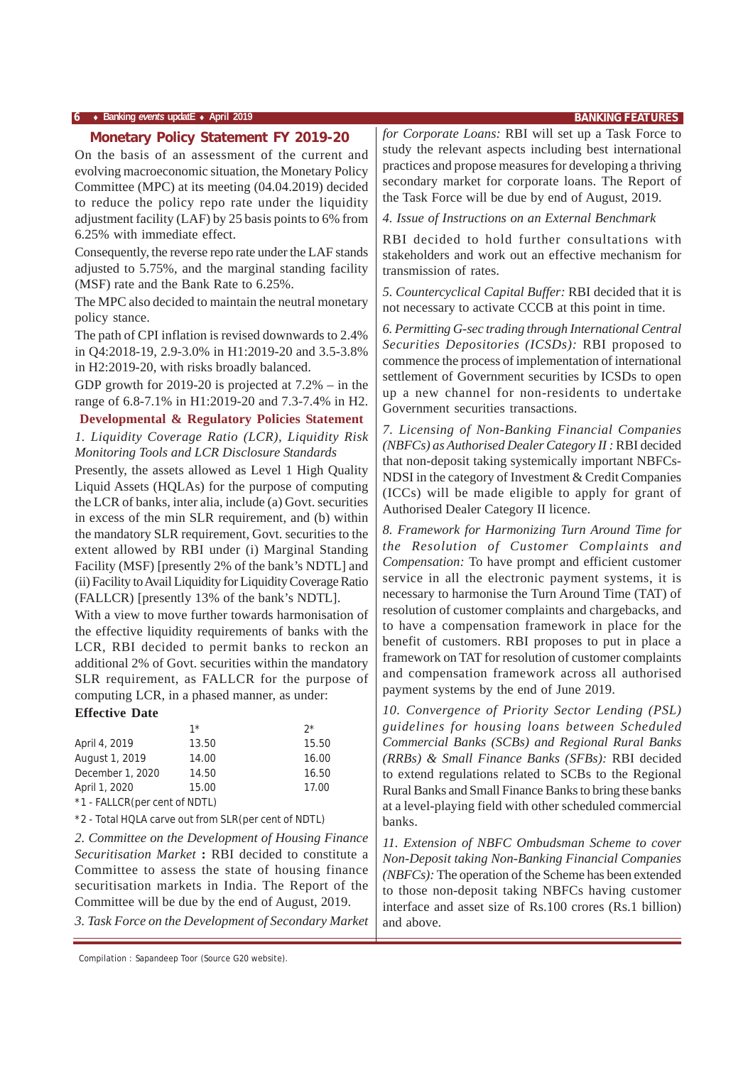## Monetary Policy Statement FY 2019-20

On the basis of an assessment of the current and evolving macroeconomic situation, the Monetary Policy Committee (MPC) at its meeting (04.04.2019) decided to reduce the policy repo rate under the liquidity adjustment facility (LAF) by 25 basis points to 6% from 6.25% with immediate effect.

Consequently, the reverse repo rate under the LAF stands adjusted to 5.75%, and the marginal standing facility (MSF) rate and the Bank Rate to 6.25%.

The MPC also decided to maintain the neutral monetary policy stance.

The path of CPI inflation is revised downwards to 2.4% in Q4:2018-19, 2.9-3.0% in H1:2019-20 and 3.5-3.8% in H2:2019-20, with risks broadly balanced.

GDP growth for 2019-20 is projected at 7.2% – in the range of 6.8-7.1% in H1:2019-20 and 7.3-7.4% in H2.

### Developmental & Regulatory Policies Statement

*1. Liquidity Coverage Ratio (LCR), Liquidity Risk Monitoring Tools and LCR Disclosure Standards*

Presently, the assets allowed as Level 1 High Quality Liquid Assets (HQLAs) for the purpose of computing the LCR of banks, inter alia, include (a) Govt. securities in excess of the min SLR requirement, and (b) within the mandatory SLR requirement, Govt. securities to the extent allowed by RBI under (i) Marginal Standing Facility (MSF) [presently 2% of the bank's NDTL] and (ii) Facility to Avail Liquidity for Liquidity Coverage Ratio (FALLCR) [presently 13% of the bank's NDTL].

With a view to move further towards harmonisation of the effective liquidity requirements of banks with the LCR, RBI decided to permit banks to reckon an additional 2% of Govt. securities within the mandatory SLR requirement, as FALLCR for the purpose of computing LCR, in a phased manner, as under:

**Effective Date**

| | 1* | 2* |
|---|---|---|
| April 4, 2019 | 13.50 | 15.50 |
| August 1, 2019 | 14.00 | 16.00 |
| December 1, 2020 | 14.50 | 16.50 |
| April 1, 2020 | 15.00 | 17.00 |

*1 - FALLCR(per cent of NDTL)

*2 - Total HQLA carve out from SLR(per cent of NDTL)

*2. Committee on the Development of Housing Finance Securitisation Market* **:** RBI decided to constitute a Committee to assess the state of housing finance securitisation markets in India. The Report of the Committee will be due by the end of August, 2019.

*3. Task Force on the Development of Secondary Market for Corporate Loans:* RBI will set up a Task Force to study the relevant aspects including best international practices and propose measures for developing a thriving secondary market for corporate loans. The Report of the Task Force will be due by end of August, 2019.

*4. Issue of Instructions on an External Benchmark*

RBI decided to hold further consultations with stakeholders and work out an effective mechanism for transmission of rates.

*5. Countercyclical Capital Buffer:* RBI decided that it is not necessary to activate CCCB at this point in time.

*6. Permitting G-sec trading through International Central Securities Depositories (ICSDs):* RBI proposed to commence the process of implementation of international settlement of Government securities by ICSDs to open up a new channel for non-residents to undertake Government securities transactions.

*7. Licensing of Non-Banking Financial Companies (NBFCs) as Authorised Dealer Category II :* RBI decided that non-deposit taking systemically important NBFCs-NDSI in the category of Investment & Credit Companies (ICCs) will be made eligible to apply for grant of Authorised Dealer Category II licence.

*8. Framework for Harmonizing Turn Around Time for the Resolution of Customer Complaints and Compensation:* To have prompt and efficient customer service in all the electronic payment systems, it is necessary to harmonise the Turn Around Time (TAT) of resolution of customer complaints and chargebacks, and to have a compensation framework in place for the benefit of customers. RBI proposes to put in place a framework on TAT for resolution of customer complaints and compensation framework across all authorised payment systems by the end of June 2019.

*10. Convergence of Priority Sector Lending (PSL) guidelines for housing loans between Scheduled Commercial Banks (SCBs) and Regional Rural Banks (RRBs) & Small Finance Banks (SFBs):* RBI decided to extend regulations related to SCBs to the Regional Rural Banks and Small Finance Banks to bring these banks at a level-playing field with other scheduled commercial banks.

*11. Extension of NBFC Ombudsman Scheme to cover Non-Deposit taking Non-Banking Financial Companies (NBFCs):* The operation of the Scheme has been extended to those non-deposit taking NBFCs having customer interface and asset size of Rs.100 crores (Rs.1 billion) and above.

Compilation : Sapandeep Toor (Source G20 website).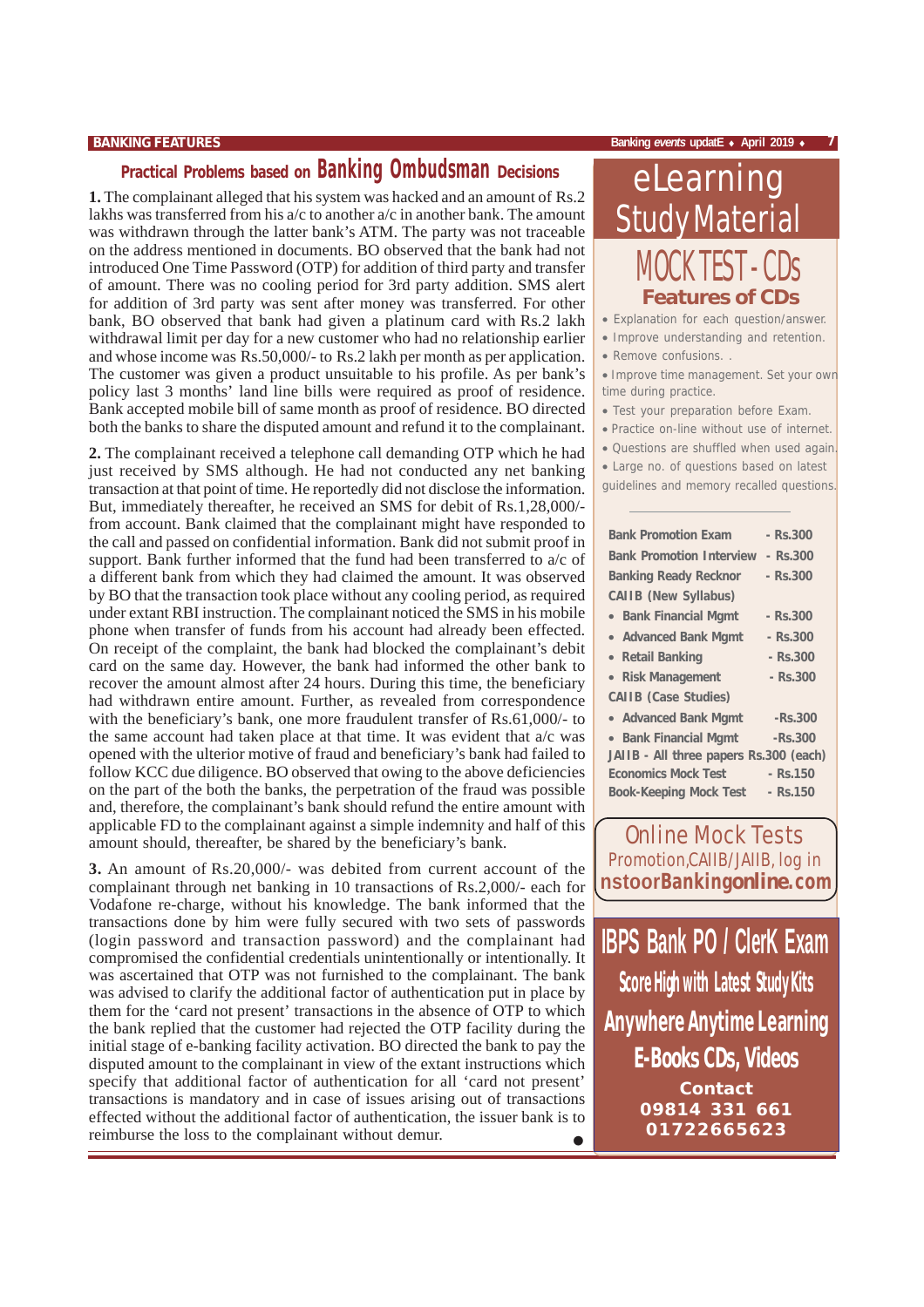## Practical Problems based on Banking Ombudsman Decisions

**1.** The complainant alleged that his system was hacked and an amount of Rs.2 lakhs was transferred from his a/c to another a/c in another bank. The amount was withdrawn through the latter bank's ATM. The party was not traceable on the address mentioned in documents. BO observed that the bank had not introduced One Time Password (OTP) for addition of third party and transfer of amount. There was no cooling period for 3rd party addition. SMS alert for addition of 3rd party was sent after money was transferred. For other bank, BO observed that bank had given a platinum card with Rs.2 lakh withdrawal limit per day for a new customer who had no relationship earlier and whose income was Rs.50,000/- to Rs.2 lakh per month as per application. The customer was given a product unsuitable to his profile. As per bank's policy last 3 months' land line bills were required as proof of residence. Bank accepted mobile bill of same month as proof of residence. BO directed both the banks to share the disputed amount and refund it to the complainant.

**2.** The complainant received a telephone call demanding OTP which he had just received by SMS although. He had not conducted any net banking transaction at that point of time. He reportedly did not disclose the information. But, immediately thereafter, he received an SMS for debit of Rs.1,28,000/- from account. Bank claimed that the complainant might have responded to the call and passed on confidential information. Bank did not submit proof in support. Bank further informed that the fund had been transferred to a/c of a different bank from which they had claimed the amount. It was observed by BO that the transaction took place without any cooling period, as required under extant RBI instruction. The complainant noticed the SMS in his mobile phone when transfer of funds from his account had already been effected. On receipt of the complaint, the bank had blocked the complainant's debit card on the same day. However, the bank had informed the other bank to recover the amount almost after 24 hours. During this time, the beneficiary had withdrawn entire amount. Further, as revealed from correspondence with the beneficiary's bank, one more fraudulent transfer of Rs.61,000/- to the same account had taken place at that time. It was evident that a/c was opened with the ulterior motive of fraud and beneficiary's bank had failed to follow KCC due diligence. BO observed that owing to the above deficiencies on the part of the both the banks, the perpetration of the fraud was possible and, therefore, the complainant's bank should refund the entire amount with applicable FD to the complainant against a simple indemnity and half of this amount should, thereafter, be shared by the beneficiary's bank.

**3.** An amount of Rs.20,000/- was debited from current account of the complainant through net banking in 10 transactions of Rs.2,000/- each for Vodafone re-charge, without his knowledge. The bank informed that the transactions done by him were fully secured with two sets of passwords (login password and transaction password) and the complainant had compromised the confidential credentials unintentionally or intentionally. It was ascertained that OTP was not furnished to the complainant. The bank was advised to clarify the additional factor of authentication put in place by them for the 'card not present' transactions in the absence of OTP to which the bank replied that the customer had rejected the OTP facility during the initial stage of e-banking facility activation. BO directed the bank to pay the disputed amount to the complainant in view of the extant instructions which specify that additional factor of authentication for all 'card not present' transactions is mandatory and in case of issues arising out of transactions effected without the additional factor of authentication, the issuer bank is to reimburse the loss to the complainant without demur.

---

## eLearning Study Material

### MOCK TEST - CDs

**Features of CDs**

- Explanation for each question/answer.
- Improve understanding and retention.
- Remove confusions.
- Improve time management. Set your own time during practice.
- Test your preparation before Exam.
- Practice on-line without use of internet.
- Questions are shuffled when used again.
- Large no. of questions based on latest guidelines and memory recalled questions.

| | |
|---|---|
| Bank Promotion Exam | - Rs.300 |
| Bank Promotion Interview | - Rs.300 |
| Banking Ready Recknor | - Rs.300 |
| **CAIIB (New Syllabus)** | |
| • Bank Financial Mgmt | - Rs.300 |
| • Advanced Bank Mgmt | - Rs.300 |
| • Retail Banking | - Rs.300 |
| • Risk Management | - Rs.300 |
| **CAIIB (Case Studies)** | |
| • Advanced Bank Mgmt | -Rs.300 |
| • Bank Financial Mgmt | -Rs.300 |
| JAIIB - All three papers | Rs.300 (each) |
| Economics Mock Test | - Rs.150 |
| Book-Keeping Mock Test | - Rs.150 |

**Online Mock Tests**
Promotion,CAIIB/JAIIB, log in
**nstoorBankingonline.com**

**IBPS Bank PO / ClerK Exam**
**Score High with Latest Study Kits**
**Anywhere Anytime Learning**
**E-Books CDs, Videos**

**Contact**
**09814 331 661**
**01722665623**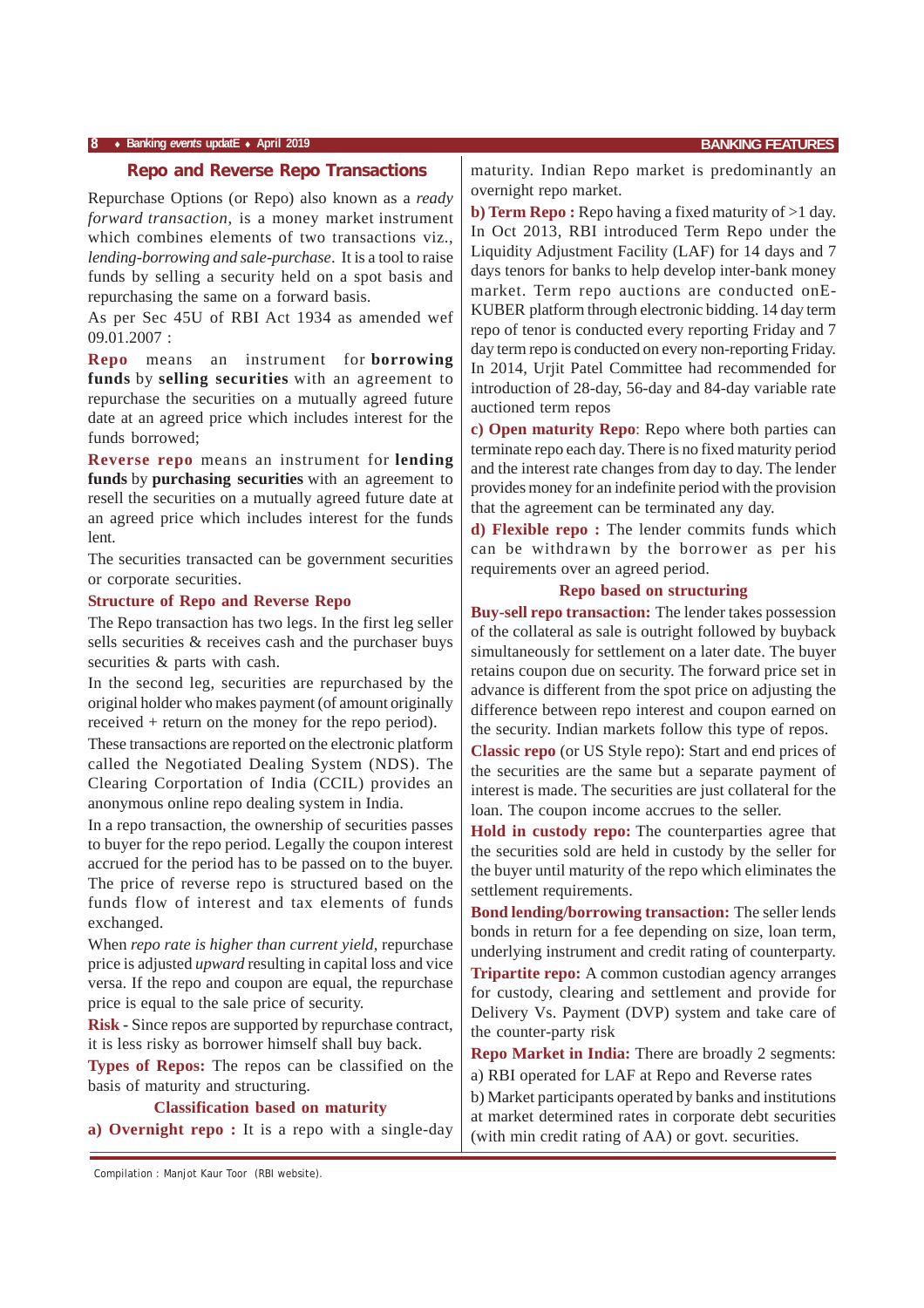## Repo and Reverse Repo Transactions

Repurchase Options (or Repo) also known as a *ready forward transaction*, is a money market instrument which combines elements of two transactions viz., *lending-borrowing and sale-purchase*. It is a tool to raise funds by selling a security held on a spot basis and repurchasing the same on a forward basis.

As per Sec 45U of RBI Act 1934 as amended wef 09.01.2007 :

**Repo** means an instrument for **borrowing funds** by **selling securities** with an agreement to repurchase the securities on a mutually agreed future date at an agreed price which includes interest for the funds borrowed;

**Reverse repo** means an instrument for **lending funds** by **purchasing securities** with an agreement to resell the securities on a mutually agreed future date at an agreed price which includes interest for the funds lent.

The securities transacted can be government securities or corporate securities.

### Structure of Repo and Reverse Repo

The Repo transaction has two legs. In the first leg seller sells securities & receives cash and the purchaser buys securities & parts with cash.

In the second leg, securities are repurchased by the original holder who makes payment (of amount originally received + return on the money for the repo period).

These transactions are reported on the electronic platform called the Negotiated Dealing System (NDS). The Clearing Corporation of India (CCIL) provides an anonymous online repo dealing system in India.

In a repo transaction, the ownership of securities passes to buyer for the repo period. Legally the coupon interest accrued for the period has to be passed on to the buyer. The price of reverse repo is structured based on the funds flow of interest and tax elements of funds exchanged.

When *repo rate is higher than current yield*, repurchase price is adjusted *upward* resulting in capital loss and vice versa. If the repo and coupon are equal, the repurchase price is equal to the sale price of security.

**Risk** - Since repos are supported by repurchase contract, it is less risky as borrower himself shall buy back.

**Types of Repos:** The repos can be classified on the basis of maturity and structuring.

### Classification based on maturity

**a) Overnight repo :** It is a repo with a single-day maturity. Indian Repo market is predominantly an overnight repo market.

**b) Term Repo :** Repo having a fixed maturity of >1 day. In Oct 2013, RBI introduced Term Repo under the Liquidity Adjustment Facility (LAF) for 14 days and 7 days tenors for banks to help develop inter-bank money market. Term repo auctions are conducted onE-KUBER platform through electronic bidding. 14 day term repo of tenor is conducted every reporting Friday and 7 day term repo is conducted on every non-reporting Friday. In 2014, Urjit Patel Committee had recommended for introduction of 28-day, 56-day and 84-day variable rate auctioned term repos

**c) Open maturity Repo**: Repo where both parties can terminate repo each day. There is no fixed maturity period and the interest rate changes from day to day. The lender provides money for an indefinite period with the provision that the agreement can be terminated any day.

**d) Flexible repo :** The lender commits funds which can be withdrawn by the borrower as per his requirements over an agreed period.

### Repo based on structuring

**Buy-sell repo transaction:** The lender takes possession of the collateral as sale is outright followed by buyback simultaneously for settlement on a later date. The buyer retains coupon due on security. The forward price set in advance is different from the spot price on adjusting the difference between repo interest and coupon earned on the security. Indian markets follow this type of repos.

**Classic repo** (or US Style repo): Start and end prices of the securities are the same but a separate payment of interest is made. The securities are just collateral for the loan. The coupon income accrues to the seller.

**Hold in custody repo:** The counterparties agree that the securities sold are held in custody by the seller for the buyer until maturity of the repo which eliminates the settlement requirements.

**Bond lending/borrowing transaction:** The seller lends bonds in return for a fee depending on size, loan term, underlying instrument and credit rating of counterparty.

**Tripartite repo:** A common custodian agency arranges for custody, clearing and settlement and provide for Delivery Vs. Payment (DVP) system and take care of the counter-party risk

**Repo Market in India:** There are broadly 2 segments:

a) RBI operated for LAF at Repo and Reverse rates

b) Market participants operated by banks and institutions at market determined rates in corporate debt securities (with min credit rating of AA) or govt. securities.

Compilation : Manjot Kaur Toor (RBI website).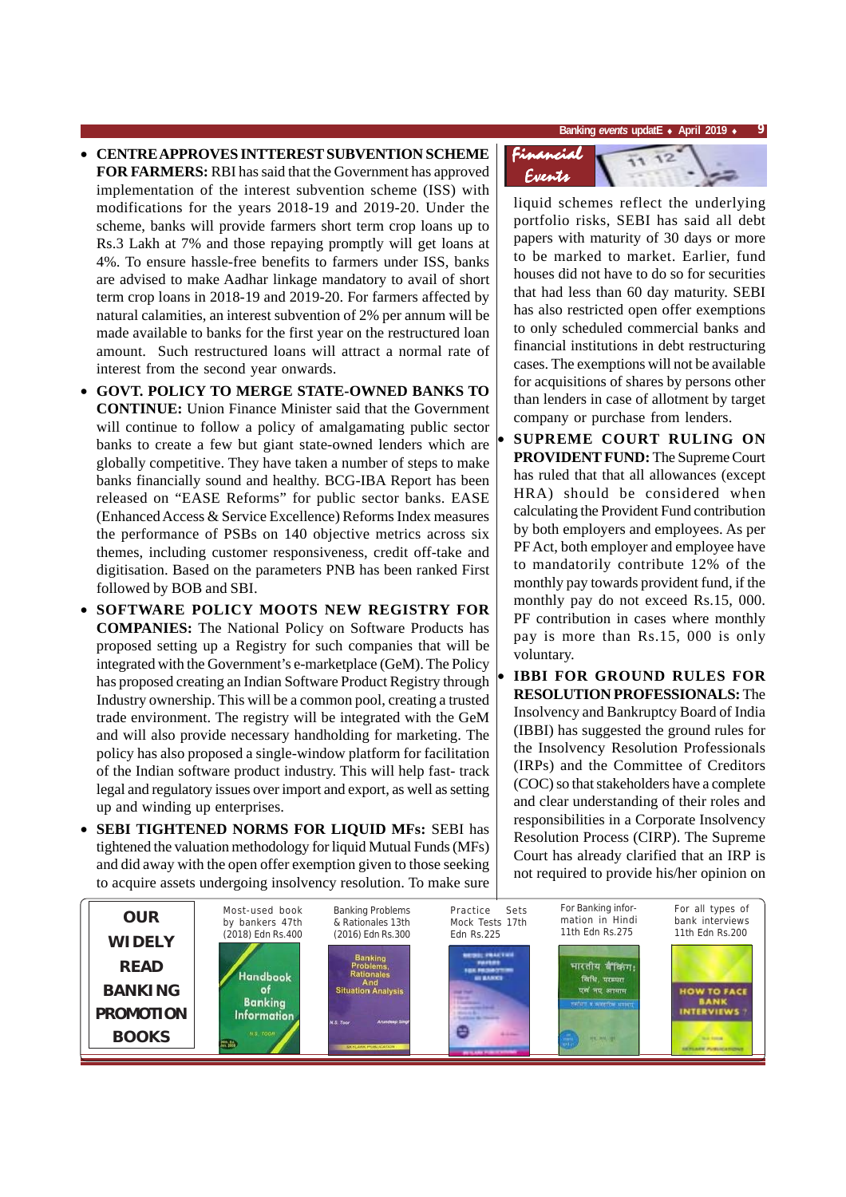- **CENTRE APPROVES INTTEREST SUBVENTION SCHEME FOR FARMERS:** RBI has said that the Government has approved implementation of the interest subvention scheme (ISS) with modifications for the years 2018-19 and 2019-20. Under the scheme, banks will provide farmers short term crop loans up to Rs.3 Lakh at 7% and those repaying promptly will get loans at 4%. To ensure hassle-free benefits to farmers under ISS, banks are advised to make Aadhar linkage mandatory to avail of short term crop loans in 2018-19 and 2019-20. For farmers affected by natural calamities, an interest subvention of 2% per annum will be made available to banks for the first year on the restructured loan amount. Such restructured loans will attract a normal rate of interest from the second year onwards.
- **GOVT. POLICY TO MERGE STATE-OWNED BANKS TO CONTINUE:** Union Finance Minister said that the Government will continue to follow a policy of amalgamating public sector banks to create a few but giant state-owned lenders which are globally competitive. They have taken a number of steps to make banks financially sound and healthy. BCG-IBA Report has been released on "EASE Reforms" for public sector banks. EASE (Enhanced Access & Service Excellence) Reforms Index measures the performance of PSBs on 140 objective metrics across six themes, including customer responsiveness, credit off-take and digitisation. Based on the parameters PNB has been ranked First followed by BOB and SBI.
- **SOFTWARE POLICY MOOTS NEW REGISTRY FOR COMPANIES:** The National Policy on Software Products has proposed setting up a Registry for such companies that will be integrated with the Government's e-marketplace (GeM). The Policy has proposed creating an Indian Software Product Registry through Industry ownership. This will be a common pool, creating a trusted trade environment. The registry will be integrated with the GeM and will also provide necessary handholding for marketing. The policy has also proposed a single-window platform for facilitation of the Indian software product industry. This will help fast- track legal and regulatory issues over import and export, as well as setting up and winding up enterprises.
- **SEBI TIGHTENED NORMS FOR LIQUID MFs:** SEBI has tightened the valuation methodology for liquid Mutual Funds (MFs) and did away with the open offer exemption given to those seeking to acquire assets undergoing insolvency resolution. To make sure liquid schemes reflect the underlying portfolio risks, SEBI has said all debt papers with maturity of 30 days or more to be marked to market. Earlier, fund houses did not have to do so for securities that had less than 60 day maturity. SEBI has also restricted open offer exemptions to only scheduled commercial banks and financial institutions in debt restructuring cases. The exemptions will not be available for acquisitions of shares by persons other than lenders in case of allotment by target company or purchase from lenders.
- **SUPREME COURT RULING ON PROVIDENT FUND:** The Supreme Court has ruled that that all allowances (except HRA) should be considered when calculating the Provident Fund contribution by both employers and employees. As per PF Act, both employer and employee have to mandatorily contribute 12% of the monthly pay towards provident fund, if the monthly pay do not exceed Rs.15, 000. PF contribution in cases where monthly pay is more than Rs.15, 000 is only voluntary.
- **IBBI FOR GROUND RULES FOR RESOLUTION PROFESSIONALS:** The Insolvency and Bankruptcy Board of India (IBBI) has suggested the ground rules for the Insolvency Resolution Professionals (IRPs) and the Committee of Creditors (COC) so that stakeholders have a complete and clear understanding of their roles and responsibilities in a Corporate Insolvency Resolution Process (CIRP). The Supreme Court has already clarified that an IRP is not required to provide his/her opinion on

**OUR WIDELY READ BANKING PROMOTION BOOKS**

| Book | Details |
|---|---|
| Handbook of Banking Information | Most-used book by bankers 47th (2018) Edn Rs.400 |
| Banking Problems, Rationales And Situation Analysis | Banking Problems & Rationales 13th (2016) Edn Rs.300 |
| Practice Sets | Practice Sets Mock Tests 17th Edn Rs.225 |
| भारतीय बैंकिंग | For Banking information in Hindi 11th Edn Rs.275 |
| How to Face Bank Interviews | For all types of bank interviews 11th Edn Rs.200 |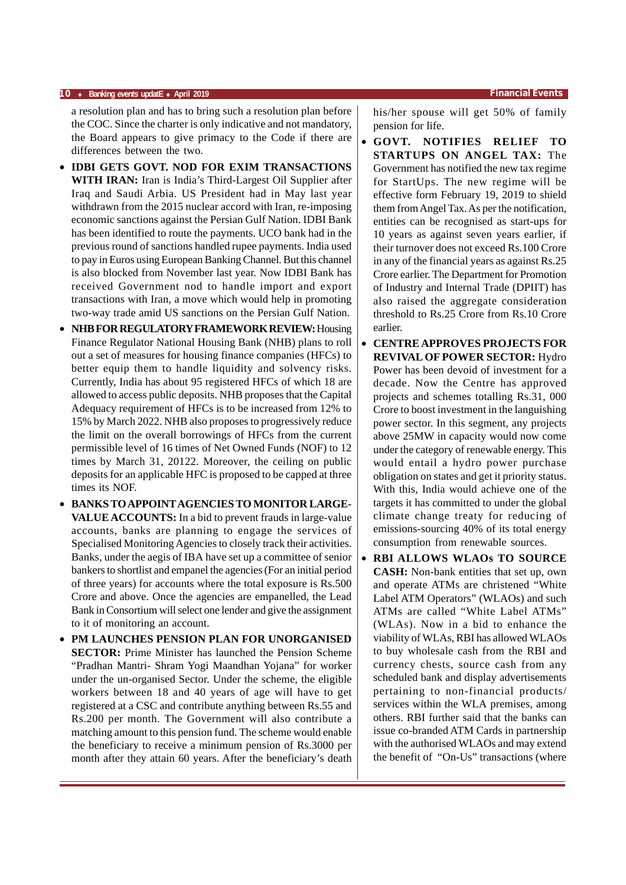a resolution plan and has to bring such a resolution plan before the COC. Since the charter is only indicative and not mandatory, the Board appears to give primacy to the Code if there are differences between the two.

- **IDBI GETS GOVT. NOD FOR EXIM TRANSACTIONS WITH IRAN:** Iran is India's Third-Largest Oil Supplier after Iraq and Saudi Arbia. US President had in May last year withdrawn from the 2015 nuclear accord with Iran, re-imposing economic sanctions against the Persian Gulf Nation. IDBI Bank has been identified to route the payments. UCO bank had in the previous round of sanctions handled rupee payments. India used to pay in Euros using European Banking Channel. But this channel is also blocked from November last year. Now IDBI Bank has received Government nod to handle import and export transactions with Iran, a move which would help in promoting two-way trade amid US sanctions on the Persian Gulf Nation.
- **NHB FOR REGULATORY FRAMEWORK REVIEW:** Housing Finance Regulator National Housing Bank (NHB) plans to roll out a set of measures for housing finance companies (HFCs) to better equip them to handle liquidity and solvency risks. Currently, India has about 95 registered HFCs of which 18 are allowed to access public deposits. NHB proposes that the Capital Adequacy requirement of HFCs is to be increased from 12% to 15% by March 2022. NHB also proposes to progressively reduce the limit on the overall borrowings of HFCs from the current permissible level of 16 times of Net Owned Funds (NOF) to 12 times by March 31, 20122. Moreover, the ceiling on public deposits for an applicable HFC is proposed to be capped at three times its NOF.
- **BANKS TO APPOINT AGENCIES TO MONITOR LARGE-VALUE ACCOUNTS:** In a bid to prevent frauds in large-value accounts, banks are planning to engage the services of Specialised Monitoring Agencies to closely track their activities. Banks, under the aegis of IBA have set up a committee of senior bankers to shortlist and empanel the agencies (For an initial period of three years) for accounts where the total exposure is Rs.500 Crore and above. Once the agencies are empanelled, the Lead Bank in Consortium will select one lender and give the assignment to it of monitoring an account.
- **PM LAUNCHES PENSION PLAN FOR UNORGANISED SECTOR:** Prime Minister has launched the Pension Scheme "Pradhan Mantri- Shram Yogi Maandhan Yojana" for worker under the un-organised Sector. Under the scheme, the eligible workers between 18 and 40 years of age will have to get registered at a CSC and contribute anything between Rs.55 and Rs.200 per month. The Government will also contribute a matching amount to this pension fund. The scheme would enable the beneficiary to receive a minimum pension of Rs.3000 per month after they attain 60 years. After the beneficiary's death his/her spouse will get 50% of family pension for life.
- **GOVT. NOTIFIES RELIEF TO STARTUPS ON ANGEL TAX:** The Government has notified the new tax regime for StartUps. The new regime will be effective form February 19, 2019 to shield them from Angel Tax. As per the notification, entities can be recognised as start-ups for 10 years as against seven years earlier, if their turnover does not exceed Rs.100 Crore in any of the financial years as against Rs.25 Crore earlier. The Department for Promotion of Industry and Internal Trade (DPIIT) has also raised the aggregate consideration threshold to Rs.25 Crore from Rs.10 Crore earlier.
- **CENTRE APPROVES PROJECTS FOR REVIVAL OF POWER SECTOR:** Hydro Power has been devoid of investment for a decade. Now the Centre has approved projects and schemes totalling Rs.31, 000 Crore to boost investment in the languishing power sector. In this segment, any projects above 25MW in capacity would now come under the category of renewable energy. This would entail a hydro power purchase obligation on states and get it priority status. With this, India would achieve one of the targets it has committed to under the global climate change treaty for reducing of emissions-sourcing 40% of its total energy consumption from renewable sources.
- **RBI ALLOWS WLAOs TO SOURCE CASH:** Non-bank entities that set up, own and operate ATMs are christened "White Label ATM Operators" (WLAOs) and such ATMs are called "White Label ATMs" (WLAs). Now in a bid to enhance the viability of WLAs, RBI has allowed WLAOs to buy wholesale cash from the RBI and currency chests, source cash from any scheduled bank and display advertisements pertaining to non-financial products/ services within the WLA premises, among others. RBI further said that the banks can issue co-branded ATM Cards in partnership with the authorised WLAOs and may extend the benefit of "On-Us" transactions (where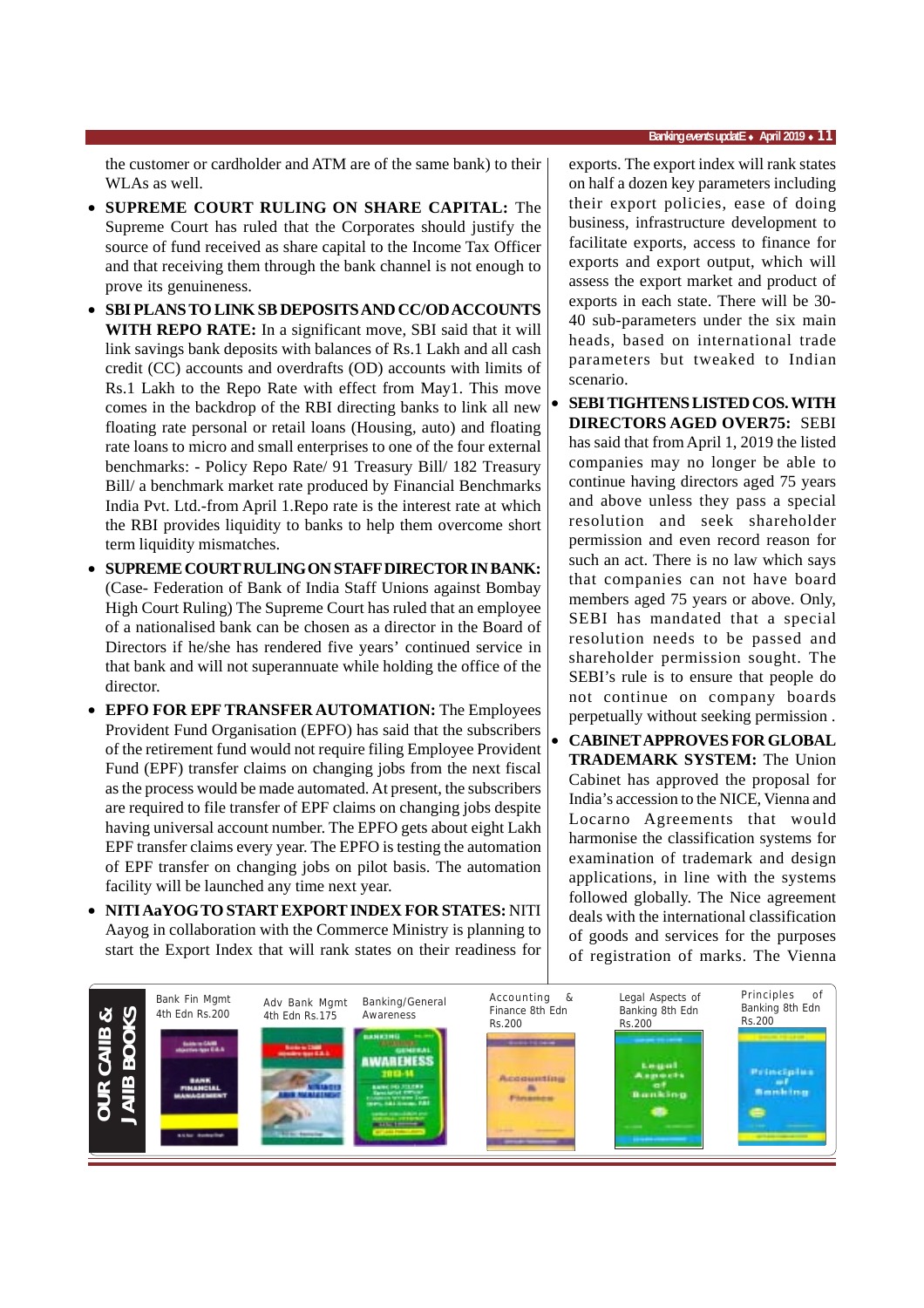the customer or cardholder and ATM are of the same bank) to their WLAs as well.

- **SUPREME COURT RULING ON SHARE CAPITAL:** The Supreme Court has ruled that the Corporates should justify the source of fund received as share capital to the Income Tax Officer and that receiving them through the bank channel is not enough to prove its genuineness.
- **SBI PLANS TO LINK SB DEPOSITS AND CC/OD ACCOUNTS WITH REPO RATE:** In a significant move, SBI said that it will link savings bank deposits with balances of Rs.1 Lakh and all cash credit (CC) accounts and overdrafts (OD) accounts with limits of Rs.1 Lakh to the Repo Rate with effect from May1. This move comes in the backdrop of the RBI directing banks to link all new floating rate personal or retail loans (Housing, auto) and floating rate loans to micro and small enterprises to one of the four external benchmarks: - Policy Repo Rate/ 91 Treasury Bill/ 182 Treasury Bill/ a benchmark market rate produced by Financial Benchmarks India Pvt. Ltd.-from April 1.Repo rate is the interest rate at which the RBI provides liquidity to banks to help them overcome short term liquidity mismatches.
- **SUPREME COURT RULING ON STAFF DIRECTOR IN BANK:** (Case- Federation of Bank of India Staff Unions against Bombay High Court Ruling) The Supreme Court has ruled that an employee of a nationalised bank can be chosen as a director in the Board of Directors if he/she has rendered five years' continued service in that bank and will not superannuate while holding the office of the director.
- **EPFO FOR EPF TRANSFER AUTOMATION:** The Employees Provident Fund Organisation (EPFO) has said that the subscribers of the retirement fund would not require filing Employee Provident Fund (EPF) transfer claims on changing jobs from the next fiscal as the process would be made automated. At present, the subscribers are required to file transfer of EPF claims on changing jobs despite having universal account number. The EPFO gets about eight Lakh EPF transfer claims every year. The EPFO is testing the automation of EPF transfer on changing jobs on pilot basis. The automation facility will be launched any time next year.
- **NITI AaYOG TO START EXPORT INDEX FOR STATES:** NITI Aayog in collaboration with the Commerce Ministry is planning to start the Export Index that will rank states on their readiness for exports. The export index will rank states on half a dozen key parameters including their export policies, ease of doing business, infrastructure development to facilitate exports, access to finance for exporters and export output, which will assess the export market and product of exports in each state. There will be 30-40 sub-parameters under the six main heads, based on international trade parameters but tweaked to Indian scenario.
- **SEBI TIGHTENS LISTED COS. WITH DIRECTORS AGED OVER75:** SEBI has said that from April 1, 2019 the listed companies may no longer be able to continue having directors aged 75 years and above unless they pass a special resolution and seek shareholder permission and even record reason for such an act. There is no law which says that companies can not have board members aged 75 years or above. Only, SEBI has mandated that a special resolution needs to be passed and shareholder permission sought. The SEBI's rule is to ensure that people do not continue on company boards perpetually without seeking permission .
- **CABINET APPROVES FOR GLOBAL TRADEMARK SYSTEM:** The Union Cabinet has approved the proposal for India's accession to the NICE, Vienna and Locarno Agreements that would harmonise the classification systems for examination of trademark and design applications, in line with the systems followed globally. The Nice agreement deals with the international classification of goods and services for the purposes of registration of marks. The Vienna

**OUR CAIIB & JAIIB BOOKS**

| Bank Fin Mgmt 4th Edn Rs.200 | Adv Bank Mgmt 4th Edn Rs.175 | Banking/General Awareness | Accounting & Finance 8th Edn Rs.200 | Legal Aspects of Banking 8th Edn Rs.200 | Principles of Banking 8th Edn Rs.200 |
|---|---|---|---|---|---|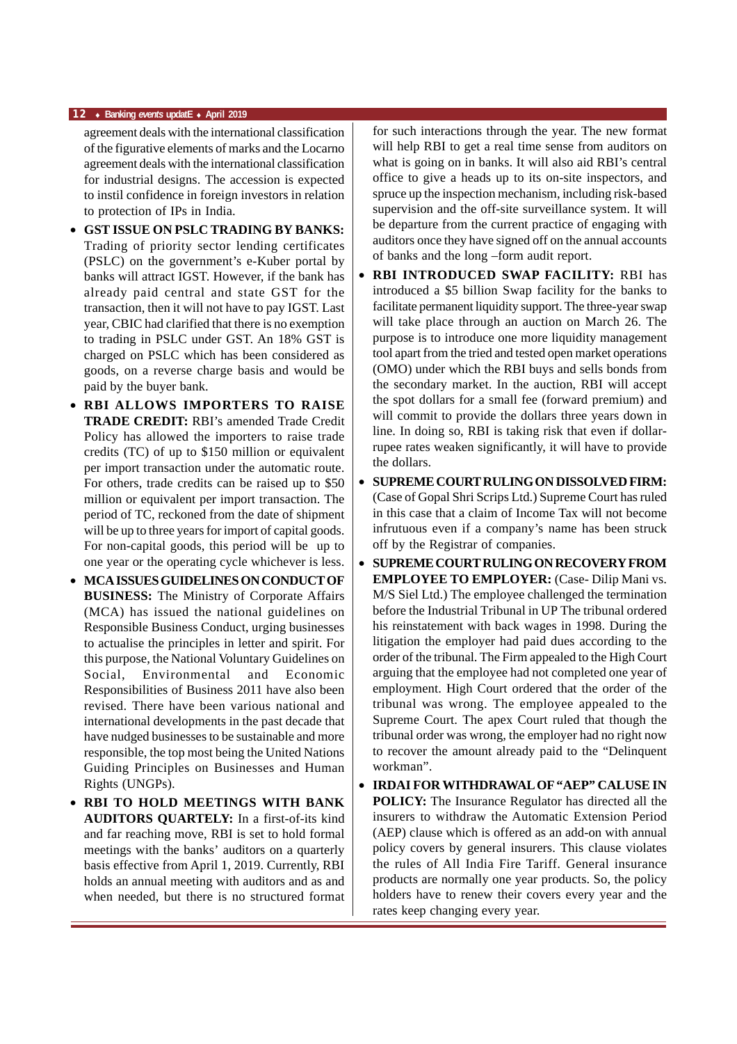agreement deals with the international classification of the figurative elements of marks and the Locarno agreement deals with the international classification for industrial designs. The accession is expected to instil confidence in foreign investors in relation to protection of IPs in India.

- **GST ISSUE ON PSLC TRADING BY BANKS:** Trading of priority sector lending certificates (PSLC) on the government's e-Kuber portal by banks will attract IGST. However, if the bank has already paid central and state GST for the transaction, then it will not have to pay IGST. Last year, CBIC had clarified that there is no exemption to trading in PSLC under GST. An 18% GST is charged on PSLC which has been considered as goods, on a reverse charge basis and would be paid by the buyer bank.
- **RBI ALLOWS IMPORTERS TO RAISE TRADE CREDIT:** RBI's amended Trade Credit Policy has allowed the importers to raise trade credits (TC) of up to $150 million or equivalent per import transaction under the automatic route. For others, trade credits can be raised up to $50 million or equivalent per import transaction. The period of TC, reckoned from the date of shipment will be up to three years for import of capital goods. For non-capital goods, this period will be up to one year or the operating cycle whichever is less.
- **MCA ISSUES GUIDELINES ON CONDUCT OF BUSINESS:** The Ministry of Corporate Affairs (MCA) has issued the national guidelines on Responsible Business Conduct, urging businesses to actualise the principles in letter and spirit. For this purpose, the National Voluntary Guidelines on Social, Environmental and Economic Responsibilities of Business 2011 have also been revised. There have been various national and international developments in the past decade that have nudged businesses to be sustainable and more responsible, the top most being the United Nations Guiding Principles on Businesses and Human Rights (UNGPs).
- **RBI TO HOLD MEETINGS WITH BANK AUDITORS QUARTELY:** In a first-of-its kind and far reaching move, RBI is set to hold formal meetings with the banks' auditors on a quarterly basis effective from April 1, 2019. Currently, RBI holds an annual meeting with auditors and as and when needed, but there is no structured format for such interactions through the year. The new format will help RBI to get a real time sense from auditors on what is going on in banks. It will also aid RBI's central office to give a heads up to its on-site inspectors, and spruce up the inspection mechanism, including risk-based supervision and the off-site surveillance system. It will be departure from the current practice of engaging with auditors once they have signed off on the annual accounts of banks and the long –form audit report.
- **RBI INTRODUCED SWAP FACILITY:** RBI has introduced a $5 billion Swap facility for the banks to facilitate permanent liquidity support. The three-year swap will take place through an auction on March 26. The purpose is to introduce one more liquidity management tool apart from the tried and tested open market operations (OMO) under which the RBI buys and sells bonds from the secondary market. In the auction, RBI will accept the spot dollars for a small fee (forward premium) and will commit to provide the dollars three years down in line. In doing so, RBI is taking risk that even if dollar-rupee rates weaken significantly, it will have to provide the dollars.
- **SUPREME COURT RULING ON DISSOLVED FIRM:** (Case of Gopal Shri Scrips Ltd.) Supreme Court has ruled in this case that a claim of Income Tax will not become infrutuous even if a company's name has been struck off by the Registrar of companies.
- **SUPREME COURT RULING ON RECOVERY FROM EMPLOYEE TO EMPLOYER:** (Case- Dilip Mani vs. M/S Siel Ltd.) The employee challenged the termination before the Industrial Tribunal in UP The tribunal ordered his reinstatement with back wages in 1998. During the litigation the employer had paid dues according to the order of the tribunal. The Firm appealed to the High Court arguing that the employee had not completed one year of employment. High Court ordered that the order of the tribunal was wrong. The employee appealed to the Supreme Court. The apex Court ruled that though the tribunal order was wrong, the employer had no right now to recover the amount already paid to the "Delinquent workman".
- **IRDAI FOR WITHDRAWAL OF "AEP" CALUSE IN POLICY:** The Insurance Regulator has directed all the insurers to withdraw the Automatic Extension Period (AEP) clause which is offered as an add-on with annual policy covers by general insurers. This clause violates the rules of All India Fire Tariff. General insurance products are normally one year products. So, the policy holders have to renew their covers every year and the rates keep changing every year.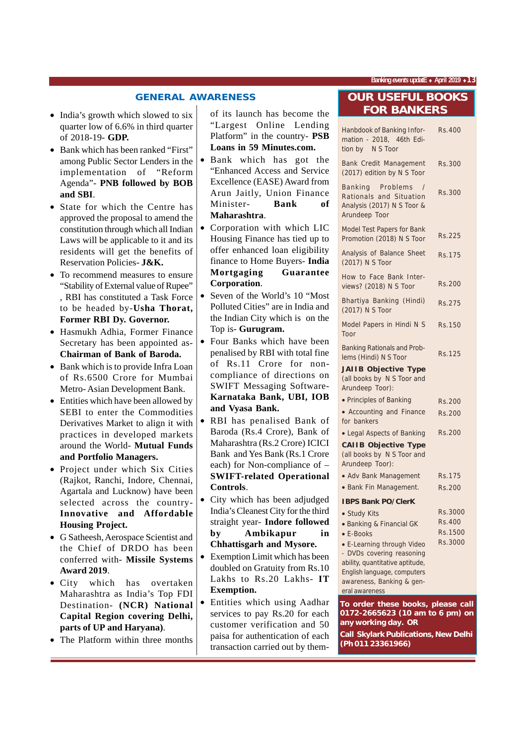## GENERAL AWARENESS

- India's growth which slowed to six quarter low of 6.6% in third quarter of 2018-19- **GDP.**
- Bank which has been ranked "First" among Public Sector Lenders in the implementation of "Reform Agenda"- **PNB followed by BOB and SBI**.
- State for which the Centre has approved the proposal to amend the constitution through which all Indian Laws will be applicable to it and its residents will get the benefits of Reservation Policies- **J&K.**
- To recommend measures to ensure "Stability of External value of Rupee" , RBI has constituted a Task Force to be headed by-**Usha Thorat, Former RBI Dy. Governor.**
- Hasmukh Adhia, Former Finance Secretary has been appointed as- **Chairman of Bank of Baroda.**
- Bank which is to provide Infra Loan of Rs.6500 Crore for Mumbai Metro- Asian Development Bank.
- Entities which have been allowed by SEBI to enter the Commodities Derivatives Market to align it with practices in developed markets around the World- **Mutual Funds and Portfolio Managers.**
- Project under which Six Cities (Rajkot, Ranchi, Indore, Chennai, Agartala and Lucknow) have been selected across the country- **Innovative and Affordable Housing Project.**
- G Satheesh, Aerospace Scientist and the Chief of DRDO has been conferred with- **Missile Systems Award 2019**.
- City which has overtaken Maharashtra as India's Top FDI Destination- **(NCR) National Capital Region covering Delhi, parts of UP and Haryana)**.
- The Platform within three months of its launch has become the "Largest Online Lending Platform" in the country- **PSB Loans in 59 Minutes.com.**
- Bank which has got the "Enhanced Access and Service Excellence (EASE) Award from Arun Jaitly, Union Finance Minister- **Bank of Maharashtra**.
- Corporation with which LIC Housing Finance has tied up to offer enhanced loan eligibility finance to Home Buyers- **India Mortgaging Guarantee Corporation**.
- Seven of the World's 10 "Most Polluted Cities" are in India and the Indian City which is on the Top is- **Gurugram.**
- Four Banks which have been penalised by RBI with total fine of Rs.11 Crore for non-compliance of directions on SWIFT Messaging Software- **Karnataka Bank, UBI, IOB and Vyasa Bank.**
- RBI has penalised Bank of Baroda (Rs.4 Crore), Bank of Maharashtra (Rs.2 Crore) ICICI Bank and Yes Bank (Rs.1 Crore each) for Non-compliance of – **SWIFT-related Operational Controls**.
- City which has been adjudged India's Cleanest City for the third straight year- **Indore followed by Ambikapur in Chhattisgarh and Mysore.**
- Exemption Limit which has been doubled on Gratuity from Rs.10 Lakhs to Rs.20 Lakhs- **IT Exemption.**
- Entities which using Aadhar services to pay Rs.20 for each customer verification and 50 paisa for authentication of each transaction carried out by them-

## OUR USEFUL BOOKS FOR BANKERS

| Book | Price |
|---|---|
| Hanbdook of Banking Information - 2018, 46th Edition by N S Toor | Rs.400 |
| Bank Credit Management (2017) edition by N S Toor | Rs.300 |
| Banking Problems / Rationals and Situation Analysis (2017) N S Toor & Arundeep Toor | Rs.300 |
| Model Test Papers for Bank Promotion (2018) N S Toor | Rs.225 |
| Analysis of Balance Sheet (2017) N S Toor | Rs.175 |
| How to Face Bank Interviews? (2018) N S Toor | Rs.200 |
| Bhartiya Banking (Hindi) (2017) N S Toor | Rs.275 |
| Model Papers in Hindi N S Toor | Rs.150 |
| Banking Rationals and Problems (Hindi) N S Toor | Rs.125 |
| **JAIIB Objective Type** (all books by N S Toor and Arundeep Toor): | |
| • Principles of Banking | Rs.200 |
| • Accounting and Finance for bankers | Rs.200 |
| • Legal Aspects of Banking | Rs.200 |
| **CAIIB Objective Type** (all books by N S Toor and Arundeep Toor): | |
| • Adv Bank Management | Rs.175 |
| • Bank Fin Management. | Rs.200 |
| **IBPS Bank PO/ClerK** | |
| • Study Kits | Rs.3000 |
| • Banking & Financial GK | Rs.400 |
| • E-Books | Rs.1500 |
| • E-Learning through Video - DVDs covering reasoning ability, quantitative aptitude, English language, computers awareness, Banking & general awareness | Rs.3000 |

**To order these books, please call 0172-2665623 (10 am to 6 pm) on any working day. OR**

**Call Skylark Publications, New Delhi (Ph 011 23361966)**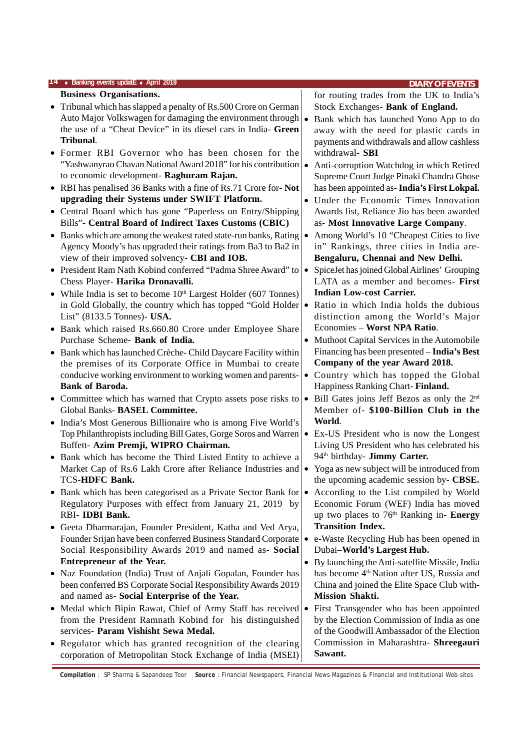**Business Organisations.**

- Tribunal which has slapped a penalty of Rs.500 Crore on German Auto Major Volkswagen for damaging the environment through the use of a "Cheat Device" in its diesel cars in India- **Green Tribunal**.
- Former RBI Governor who has been chosen for the "Yashwanyrao Chavan National Award 2018" for his contribution to economic development- **Raghuram Rajan.**
- RBI has penalised 36 Banks with a fine of Rs.71 Crore for- **Not upgrading their Systems under SWIFT Platform.**
- Central Board which has gone "Paperless on Entry/Shipping Bills"- **Central Board of Indirect Taxes Customs (CBIC)**
- Banks which are among the weakest rated state-run banks, Rating Agency Moody's has upgraded their ratings from Ba3 to Ba2 in view of their improved solvency- **CBI and IOB.**
- President Ram Nath Kobind conferred "Padma Shree Award" to Chess Player- **Harika Dronavalli.**
- While India is set to become 10th Largest Holder (607 Tonnes) in Gold Globally, the country which has topped "Gold Holder List" (8133.5 Tonnes)- **USA.**
- Bank which raised Rs.660.80 Crore under Employee Share Purchase Scheme- **Bank of India.**
- Bank which has launched Crèche- Child Daycare Facility within the premises of its Corporate Office in Mumbai to create conducive working environment to working women and parents- **Bank of Baroda.**
- Committee which has warned that Crypto assets pose risks to Global Banks- **BASEL Committee.**
- India's Most Generous Billionaire who is among Five World's Top Philanthropists including Bill Gates, Gorge Soros and Warren Buffett- **Azim Premji, WIPRO Chairman.**
- Bank which has become the Third Listed Entity to achieve a Market Cap of Rs.6 Lakh Crore after Reliance Industries and TCS-**HDFC Bank.**
- Bank which has been categorised as a Private Sector Bank for Regulatory Purposes with effect from January 21, 2019 by RBI- **IDBI Bank.**
- Geeta Dharmarajan, Founder President, Katha and Ved Arya, Founder Srijan have been conferred Business Standard Corporate Social Responsibility Awards 2019 and named as- **Social Entrepreneur of the Year.**
- Naz Foundation (India) Trust of Anjali Gopalan, Founder has been conferred BS Corporate Social Responsibility Awards 2019 and named as- **Social Enterprise of the Year.**
- Medal which Bipin Rawat, Chief of Army Staff has received from the President Ramnath Kobind for his distinguished services- **Param Vishisht Sewa Medal.**
- Regulator which has granted recognition of the clearing corporation of Metropolitan Stock Exchange of India (MSEI) for routing trades from the UK to India's Stock Exchanges- **Bank of England.**
- Bank which has launched Yono App to do away with the need for plastic cards in payments and withdrawals and allow cashless withdrawal- **SBI**
- Anti-corruption Watchdog in which Retired Supreme Court Judge Pinaki Chandra Ghose has been appointed as- **India's First Lokpal.**
- Under the Economic Times Innovation Awards list, Reliance Jio has been awarded as- **Most Innovative Large Company**.
- Among World's 10 "Cheapest Cities to live in" Rankings, three cities in India are- **Bengaluru, Chennai and New Delhi.**
- SpiceJet has joined Global Airlines' Grouping LATA as a member and becomes- **First Indian Low-cost Carrier.**
- Ratio in which India holds the dubious distinction among the World's Major Economies – **Worst NPA Ratio**.
- Muthoot Capital Services in the Automobile Financing has been presented – **India's Best Company of the year Award 2018.**
- Country which has topped the Global Happiness Ranking Chart- **Finland.**
- Bill Gates joins Jeff Bezos as only the 2nd Member of- **$100-Billion Club in the World**.
- Ex-US President who is now the Longest Living US President who has celebrated his 94th birthday- **Jimmy Carter.**
- Yoga as new subject will be introduced from the upcoming academic session by- **CBSE.**
- According to the List compiled by World Economic Forum (WEF) India has moved up two places to 76th Ranking in- **Energy Transition Index.**
- e-Waste Recycling Hub has been opened in Dubai–**World's Largest Hub.**
- By launching the Anti-satellite Missile, India has become 4th Nation after US, Russia and China and joined the Elite Space Club with- **Mission Shakti.**
- First Transgender who has been appointed by the Election Commission of India as one of the Goodwill Ambassador of the Election Commission in Maharashtra- **Shreegauri Sawant.**

**Compilation** : SP Sharma & Sapandeep Toor **Source** : Financial Newspapers, Financial News-Magazines & Financial and Institutional Web-sites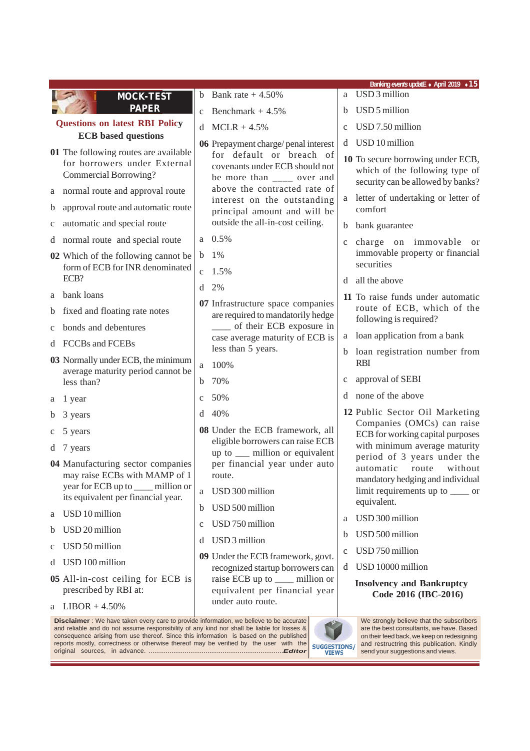## MOCK-TEST PAPER

### Questions on latest RBI Policy

### ECB based questions

**01** The following routes are available for borrowers under External Commercial Borrowing?

a normal route and approval route

b approval route and automatic route

c automatic and special route

d normal route and special route

**02** Which of the following cannot be form of ECB for INR denominated ECB?

a bank loans

b fixed and floating rate notes

c bonds and debentures

d FCCBs and FCEBs

**03** Normally under ECB, the minimum average maturity period cannot be less than?

a 1 year

b 3 years

c 5 years

d 7 years

**04** Manufacturing sector companies may raise ECBs with MAMP of 1 year for ECB up to ____ million or its equivalent per financial year.

a USD 10 million

b USD 20 million

c USD 50 million

d USD 100 million

**05** All-in-cost ceiling for ECB is prescribed by RBI at:

a LIBOR + 4.50%

b Bank rate + 4.50%

c Benchmark + 4.5%

d MCLR + 4.5%

**06** Prepayment charge/ penal interest for default or breach of covenants under ECB should not be more than ____ over and above the contracted rate of interest on the outstanding principal amount and will be outside the all-in-cost ceiling.

a 0.5%

b 1%

c 1.5%

d 2%

**07** Infrastructure space companies are required to mandatorily hedge ____ of their ECB exposure in case average maturity of ECB is less than 5 years.

a 100%

b 70%

c 50%

d 40%

**08** Under the ECB framework, all eligible borrowers can raise ECB up to ___ million or equivalent per financial year under auto route.

a USD 300 million

b USD 500 million

c USD 750 million

d USD 3 million

**09** Under the ECB framework, govt. recognized startup borrowers can raise ECB up to ____ million or equivalent per financial year under auto route.

a USD 3 million

b USD 5 million

c USD 7.50 million

d USD 10 million

**10** To secure borrowing under ECB, which of the following type of security can be allowed by banks?

a letter of undertaking or letter of comfort

b bank guarantee

c charge on immovable or immovable property or financial securities

d all the above

**11** To raise funds under automatic route of ECB, which of the following is required?

a loan application from a bank

b loan registration number from RBI

c approval of SEBI

d none of the above

**12** Public Sector Oil Marketing Companies (OMCs) can raise ECB for working capital purposes with minimum average maturity period of 3 years under the automatic route without mandatory hedging and individual limit requirements up to ____ or equivalent.

a USD 300 million

b USD 500 million

c USD 750 million

d USD 10000 million

### Insolvency and Bankruptcy Code 2016 (IBC-2016)

**Disclaimer** : We have taken every care to provide information, we believe to be accurate and reliable and do not assume responsibility of any kind nor shall be liable for losses & consequence arising from use thereof. Since this information is based on the published reports mostly, correctness or otherwise thereof may be verified by the user with the original sources, in advance. ......................................................................*Editor*

SUGGESTIONS/ VIEWS

We strongly believe that the subscribers are the best consultants, we have. Based on their feed back, we keep on redesigning and restructring this publication. Kindly send your suggestions and views.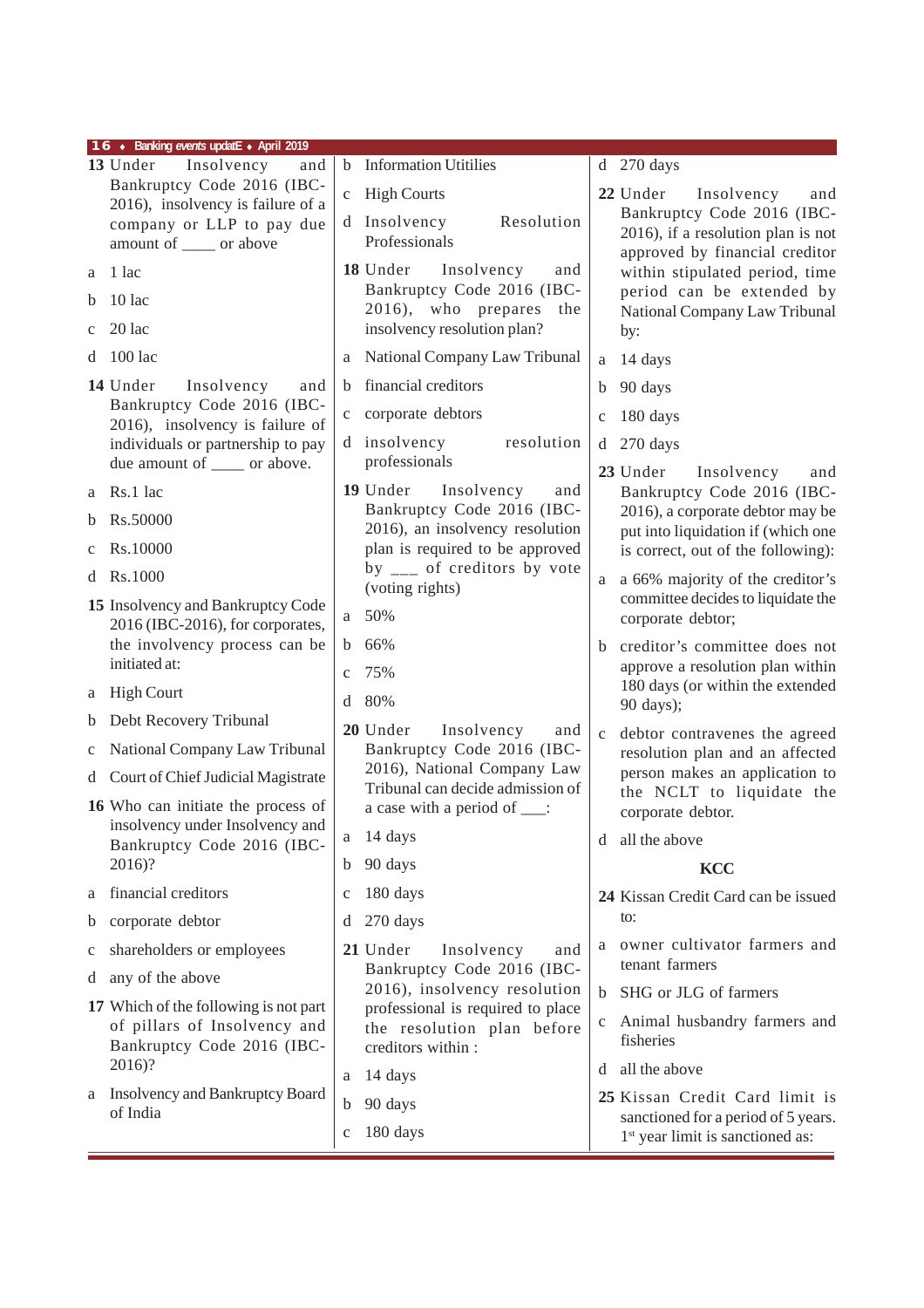**13** Under Insolvency and Bankruptcy Code 2016 (IBC-2016), insolvency is failure of a company or LLP to pay due amount of ____ or above

a 1 lac

b 10 lac

c 20 lac

d 100 lac

**14** Under Insolvency and Bankruptcy Code 2016 (IBC-2016), insolvency is failure of individuals or partnership to pay due amount of ____ or above.

a Rs.1 lac

b Rs.50000

c Rs.10000

d Rs.1000

**15** Insolvency and Bankruptcy Code 2016 (IBC-2016), for corporates, the involvency process can be initiated at:

a High Court

b Debt Recovery Tribunal

c National Company Law Tribunal

d Court of Chief Judicial Magistrate

**16** Who can initiate the process of insolvency under Insolvency and Bankruptcy Code 2016 (IBC-2016)?

a financial creditors

b corporate debtor

c shareholders or employees

d any of the above

**17** Which of the following is not part of pillars of Insolvency and Bankruptcy Code 2016 (IBC-2016)?

a Insolvency and Bankruptcy Board of India

b Information Utitilies

c High Courts

d Insolvency Resolution Professionals

**18** Under Insolvency and Bankruptcy Code 2016 (IBC-2016), who prepares the insolvency resolution plan?

a National Company Law Tribunal

b financial creditors

c corporate debtors

d insolvency resolution professionals

**19** Under Insolvency and Bankruptcy Code 2016 (IBC-2016), an insolvency resolution plan is required to be approved by ___ of creditors by vote (voting rights)

a 50%

b 66%

c 75%

d 80%

**20** Under Insolvency and Bankruptcy Code 2016 (IBC-2016), National Company Law Tribunal can decide admission of a case with a period of ___:

a 14 days

b 90 days

c 180 days

d 270 days

**21** Under Insolvency and Bankruptcy Code 2016 (IBC-2016), insolvency resolution professional is required to place the resolution plan before creditors within :

a 14 days

b 90 days

c 180 days

d 270 days

**22** Under Insolvency and Bankruptcy Code 2016 (IBC-2016), if a resolution plan is not approved by financial creditor within stipulated period, time period can be extended by National Company Law Tribunal by:

a 14 days

b 90 days

c 180 days

d 270 days

**23** Under Insolvency and Bankruptcy Code 2016 (IBC-2016), a corporate debtor may be put into liquidation if (which one is correct, out of the following):

a a 66% majority of the creditor's committee decides to liquidate the corporate debtor;

b creditor's committee does not approve a resolution plan within 180 days (or within the extended 90 days);

c debtor contravenes the agreed resolution plan and an affected person makes an application to the NCLT to liquidate the corporate debtor.

d all the above

## KCC

**24** Kissan Credit Card can be issued to:

a owner cultivator farmers and tenant farmers

b SHG or JLG of farmers

c Animal husbandry farmers and fisheries

d all the above

**25** Kissan Credit Card limit is sanctioned for a period of 5 years. 1st year limit is sanctioned as: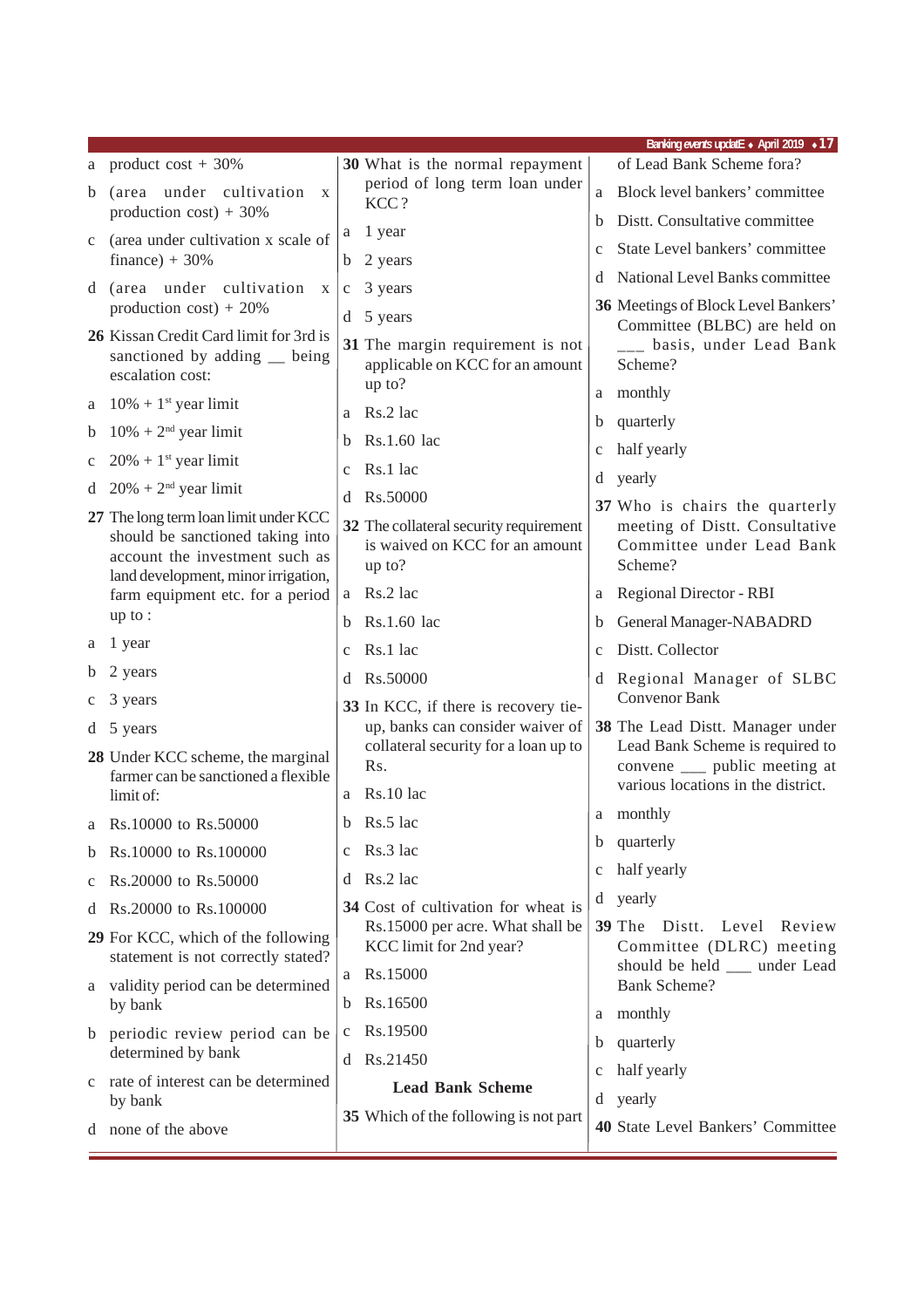a product cost + 30%

b (area under cultivation x production cost) + 30%

c (area under cultivation x scale of finance) + 30%

d (area under cultivation x production cost) + 20%

**26** Kissan Credit Card limit for 3rd is sanctioned by adding __ being escalation cost:

a 10% + 1st year limit

b 10% + 2nd year limit

c 20% + 1st year limit

d 20% + 2nd year limit

**27** The long term loan limit under KCC should be sanctioned taking into account the investment such as land development, minor irrigation, farm equipment etc. for a period up to :

a 1 year

b 2 years

c 3 years

d 5 years

**28** Under KCC scheme, the marginal farmer can be sanctioned a flexible limit of:

a Rs.10000 to Rs.50000

b Rs.10000 to Rs.100000

c Rs.20000 to Rs.50000

d Rs.20000 to Rs.100000

**29** For KCC, which of the following statement is not correctly stated?

a validity period can be determined by bank

b periodic review period can be determined by bank

c rate of interest can be determined by bank

d none of the above

**30** What is the normal repayment period of long term loan under KCC ?

a 1 year

b 2 years

c 3 years

d 5 years

**31** The margin requirement is not applicable on KCC for an amount up to?

a Rs.2 lac

b Rs.1.60 lac

c Rs.1 lac

d Rs.50000

**32** The collateral security requirement is waived on KCC for an amount up to?

a Rs.2 lac

b Rs.1.60 lac

c Rs.1 lac

d Rs.50000

**33** In KCC, if there is recovery tie-up, banks can consider waiver of collateral security for a loan up to Rs.

a Rs.10 lac

b Rs.5 lac

c Rs.3 lac

d Rs.2 lac

**34** Cost of cultivation for wheat is Rs.15000 per acre. What shall be KCC limit for 2nd year?

a Rs.15000

b Rs.16500

c Rs.19500

d Rs.21450

### Lead Bank Scheme

**35** Which of the following is not part of Lead Bank Scheme fora?

a Block level bankers' committee

b Distt. Consultative committee

c State Level bankers' committee

d National Level Banks committee

**36** Meetings of Block Level Bankers' Committee (BLBC) are held on ___ basis, under Lead Bank Scheme?

a monthly

b quarterly

c half yearly

d yearly

**37** Who is chairs the quarterly meeting of Distt. Consultative Committee under Lead Bank Scheme?

a Regional Director - RBI

b General Manager-NABADRD

c Distt. Collector

d Regional Manager of SLBC Convenor Bank

**38** The Lead Distt. Manager under Lead Bank Scheme is required to convene ___ public meeting at various locations in the district.

a monthly

b quarterly

c half yearly

d yearly

**39** The Distt. Level Review Committee (DLRC) meeting should be held ___ under Lead Bank Scheme?

a monthly

b quarterly

c half yearly

d yearly

**40** State Level Bankers' Committee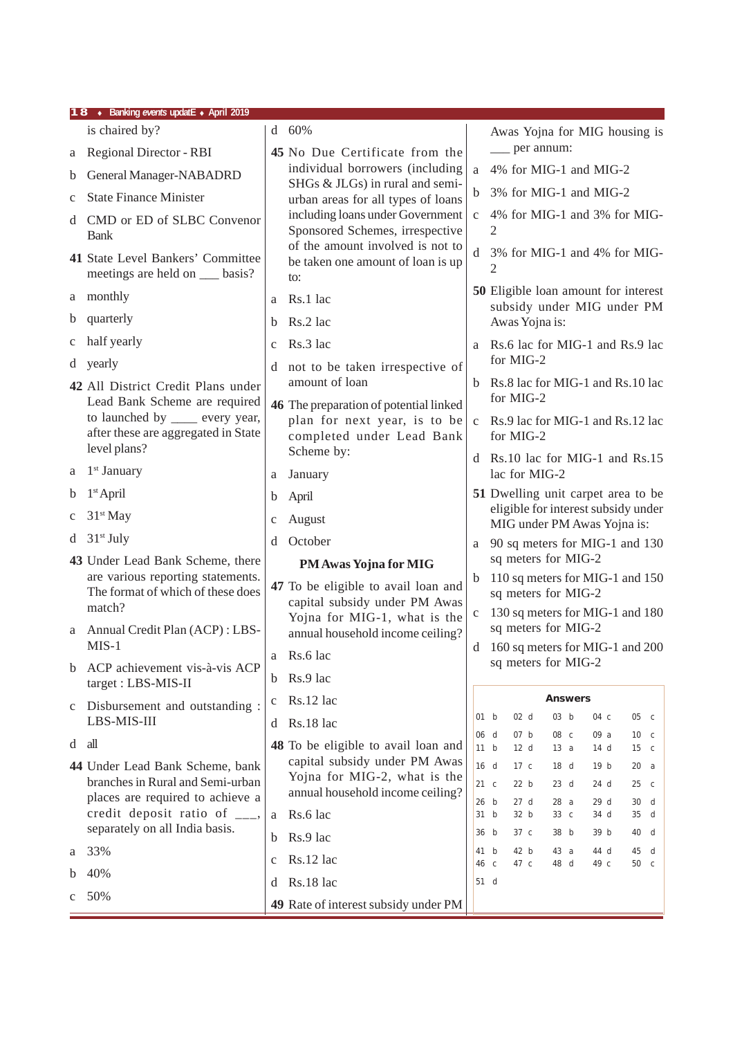is chaired by?

a Regional Director - RBI

b General Manager-NABADRD

c State Finance Minister

d CMD or ED of SLBC Convenor Bank

**41** State Level Bankers' Committee meetings are held on ___ basis?

a monthly

b quarterly

c half yearly

d yearly

**42** All District Credit Plans under Lead Bank Scheme are required to launched by ____ every year, after these are aggregated in State level plans?

a 1st January

b 1st April

c 31st May

d 31st July

**43** Under Lead Bank Scheme, there are various reporting statements. The format of which of these does match?

a Annual Credit Plan (ACP) : LBS-MIS-1

b ACP achievement vis-à-vis ACP target : LBS-MIS-II

c Disbursement and outstanding : LBS-MIS-III

d all

**44** Under Lead Bank Scheme, bank branches in Rural and Semi-urban places are required to achieve a credit deposit ratio of ___, separately on all India basis.

a 33%

b 40%

c 50%

d 60%

**45** No Due Certificate from the individual borrowers (including SHGs & JLGs) in rural and semi-urban areas for all types of loans including loans under Government Sponsored Schemes, irrespective of the amount involved is not to be taken one amount of loan is up to:

a Rs.1 lac

b Rs.2 lac

c Rs.3 lac

d not to be taken irrespective of amount of loan

**46** The preparation of potential linked plan for next year, is to be completed under Lead Bank Scheme by:

a January

b April

c August

d October

### PM Awas Yojna for MIG

**47** To be eligible to avail loan and capital subsidy under PM Awas Yojna for MIG-1, what is the annual household income ceiling?

a Rs.6 lac

b Rs.9 lac

c Rs.12 lac

d Rs.18 lac

**48** To be eligible to avail loan and capital subsidy under PM Awas Yojna for MIG-2, what is the annual household income ceiling?

a Rs.6 lac

b Rs.9 lac

c Rs.12 lac

d Rs.18 lac

**49** Rate of interest subsidy under PM Awas Yojna for MIG housing is ___ per annum:

a 4% for MIG-1 and MIG-2

b 3% for MIG-1 and MIG-2

c 4% for MIG-1 and 3% for MIG-2

d 3% for MIG-1 and 4% for MIG-2

**50** Eligible loan amount for interest subsidy under MIG under PM Awas Yojna is:

a Rs.6 lac for MIG-1 and Rs.9 lac for MIG-2

b Rs.8 lac for MIG-1 and Rs.10 lac for MIG-2

c Rs.9 lac for MIG-1 and Rs.12 lac for MIG-2

d Rs.10 lac for MIG-1 and Rs.15 lac for MIG-2

**51** Dwelling unit carpet area to be eligible for interest subsidy under MIG under PM Awas Yojna is:

a 90 sq meters for MIG-1 and 130 sq meters for MIG-2

b 110 sq meters for MIG-1 and 150 sq meters for MIG-2

c 130 sq meters for MIG-1 and 180 sq meters for MIG-2

d 160 sq meters for MIG-1 and 200 sq meters for MIG-2

### Answers

| | | | | |
|---|---|---|---|---|
| 01 b | 02 d | 03 b | 04 c | 05 c |
| 06 d | 07 b | 08 c | 09 a | 10 c |
| 11 b | 12 d | 13 a | 14 d | 15 c |
| 16 d | 17 c | 18 d | 19 b | 20 a |
| 21 c | 22 b | 23 d | 24 d | 25 c |
| 26 b | 27 d | 28 a | 29 d | 30 d |
| 31 b | 32 b | 33 c | 34 d | 35 d |
| 36 b | 37 c | 38 b | 39 b | 40 d |
| 41 b | 42 b | 43 a | 44 d | 45 d |
| 46 c | 47 c | 48 d | 49 c | 50 c |
| 51 d | | | | |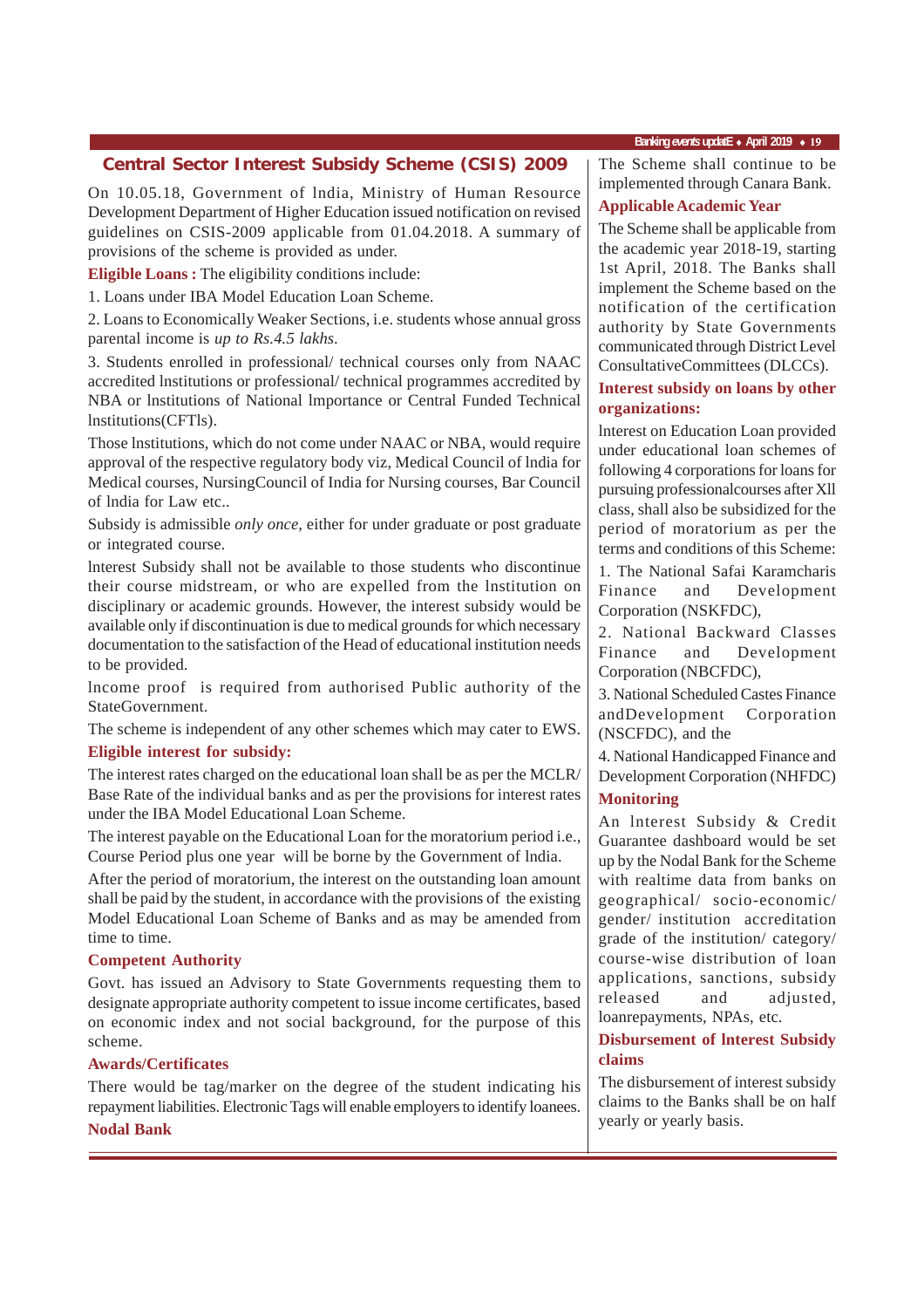## Central Sector Interest Subsidy Scheme (CSIS) 2009

On 10.05.18, Government of lndia, Ministry of Human Resource Development Department of Higher Education issued notification on revised guidelines on CSIS-2009 applicable from 01.04.2018. A summary of provisions of the scheme is provided as under.

**Eligible Loans :** The eligibility conditions include:

1. Loans under IBA Model Education Loan Scheme.

2. Loans to Economically Weaker Sections, i.e. students whose annual gross parental income is *up to Rs.4.5 lakhs*.

3. Students enrolled in professional/ technical courses only from NAAC accredited lnstitutions or professional/ technical programmes accredited by NBA or lnstitutions of National lmportance or Central Funded Technical lnstitutions(CFTls).

Those lnstitutions, which do not come under NAAC or NBA, would require approval of the respective regulatory body viz, Medical Council of lndia for Medical courses, NursingCouncil of India for Nursing courses, Bar Council of lndia for Law etc..

Subsidy is admissible *only once*, either for under graduate or post graduate or integrated course.

lnterest Subsidy shall not be available to those students who discontinue their course midstream, or who are expelled from the lnstitution on disciplinary or academic grounds. However, the interest subsidy would be available only if discontinuation is due to medical grounds for which necessary documentation to the satisfaction of the Head of educational institution needs to be provided.

lncome proof is required from authorised Public authority of the StateGovernment.

The scheme is independent of any other schemes which may cater to EWS.

**Eligible interest for subsidy:**

The interest rates charged on the educational loan shall be as per the MCLR/ Base Rate of the individual banks and as per the provisions for interest rates under the IBA Model Educational Loan Scheme.

The interest payable on the Educational Loan for the moratorium period i.e., Course Period plus one year will be borne by the Government of lndia.

After the period of moratorium, the interest on the outstanding loan amount shall be paid by the student, in accordance with the provisions of the existing Model Educational Loan Scheme of Banks and as may be amended from time to time.

**Competent Authority**

Govt. has issued an Advisory to State Governments requesting them to designate appropriate authority competent to issue income certificates, based on economic index and not social background, for the purpose of this scheme.

**Awards/Certificates**

There would be tag/marker on the degree of the student indicating his repayment liabilities. Electronic Tags will enable employers to identify loanees.

**Nodal Bank**

The Scheme shall continue to be implemented through Canara Bank.

**Applicable Academic Year**

The Scheme shall be applicable from the academic year 2018-19, starting 1st April, 2018. The Banks shall implement the Scheme based on the notification of the certification authority by State Governments communicated through District Level ConsultativeCommittees (DLCCs).

**Interest subsidy on loans by other organizations:**

lnterest on Education Loan provided under educational loan schemes of following 4 corporations for loans for pursuing professionalcourses after Xll class, shall also be subsidized for the period of moratorium as per the terms and conditions of this Scheme:

1. The National Safai Karamcharis Finance and Development Corporation (NSKFDC),

2. National Backward Classes Finance and Development Corporation (NBCFDC),

3. National Scheduled Castes Finance andDevelopment Corporation (NSCFDC), and the

4. National Handicapped Finance and Development Corporation (NHFDC)

**Monitoring**

An lnterest Subsidy & Credit Guarantee dashboard would be set up by the Nodal Bank for the Scheme with realtime data from banks on geographical/ socio-economic/ gender/ institution accreditation grade of the institution/ category/ course-wise distribution of loan applications, sanctions, subsidy released and adjusted, loanrepayments, NPAs, etc.

**Disbursement of lnterest Subsidy claims**

The disbursement of interest subsidy claims to the Banks shall be on half yearly or yearly basis.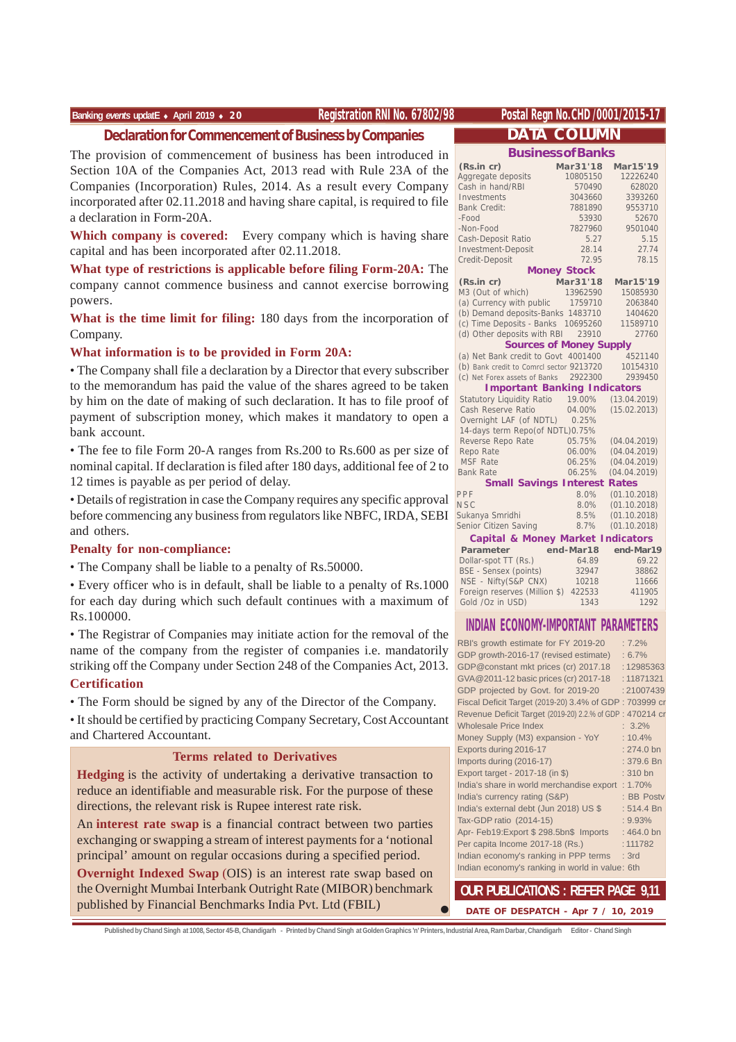## Declaration for Commencement of Business by Companies

The provision of commencement of business has been introduced in Section 10A of the Companies Act, 2013 read with Rule 23A of the Companies (Incorporation) Rules, 2014. As a result every Company incorporated after 02.11.2018 and having share capital, is required to file a declaration in Form-20A.

**Which company is covered:** Every company which is having share capital and has been incorporated after 02.11.2018.

**What type of restrictions is applicable before filing Form-20A:** The company cannot commence business and cannot exercise borrowing powers.

**What is the time limit for filing:** 180 days from the incorporation of Company.

**What information is to be provided in Form 20A:**

- The Company shall file a declaration by a Director that every subscriber to the memorandum has paid the value of the shares agreed to be taken by him on the date of making of such declaration. It has to file proof of payment of subscription money, which makes it mandatory to open a bank account.
- The fee to file Form 20-A ranges from Rs.200 to Rs.600 as per size of nominal capital. If declaration is filed after 180 days, additional fee of 2 to 12 times is payable as per period of delay.
- Details of registration in case the Company requires any specific approval before commencing any business from regulators like NBFC, IRDA, SEBI and others.

**Penalty for non-compliance:**

- The Company shall be liable to a penalty of Rs.50000.
- Every officer who is in default, shall be liable to a penalty of Rs.1000 for each day during which such default continues with a maximum of Rs.100000.
- The Registrar of Companies may initiate action for the removal of the name of the company from the register of companies i.e. mandatorily striking off the Company under Section 248 of the Companies Act, 2013.

**Certification**

- The Form should be signed by any of the Director of the Company.
- It should be certified by practicing Company Secretary, Cost Accountant and Chartered Accountant.

### Terms related to Derivatives

**Hedging** is the activity of undertaking a derivative transaction to reduce an identifiable and measurable risk. For the purpose of these directions, the relevant risk is Rupee interest rate risk.

An **interest rate swap** is a financial contract between two parties exchanging or swapping a stream of interest payments for a 'notional principal' amount on regular occasions during a specified period.

**Overnight Indexed Swap** (OIS) is an interest rate swap based on the Overnight Mumbai Interbank Outright Rate (MIBOR) benchmark published by Financial Benchmarks India Pvt. Ltd (FBIL)

## DATA COLUMN

### Business of Banks

| (Rs.in cr) | Mar31'18 | Mar15'19 |
|---|---|---|
| Aggregate deposits | 10805150 | 12226240 |
| Cash in hand/RBI | 570490 | 628020 |
| Investments | 3043660 | 3393260 |
| Bank Credit: | 7881890 | 9553710 |
| -Food | 53930 | 52670 |
| -Non-Food | 7827960 | 9501040 |
| Cash-Deposit Ratio | 5.27 | 5.15 |
| Investment-Deposit | 28.14 | 27.74 |
| Credit-Deposit | 72.95 | 78.15 |

### Money Stock

| (Rs.in cr) | Mar31'18 | Mar15'19 |
|---|---|---|
| M3 (Out of which) | 13962590 | 15085930 |
| (a) Currency with public | 1759710 | 2063840 |
| (b) Demand deposits-Banks | 1483710 | 1404620 |
| (c) Time Deposits - Banks | 10695260 | 11589710 |
| (d) Other deposits with RBI | 23910 | 27760 |

### Sources of Money Supply

| | | |
|---|---|---|
| (a) Net Bank credit to Govt | 4001400 | 4521140 |
| (b) Bank credit to Comrcl sector | 9213720 | 10154310 |
| (c) Net Forex assets of Banks | 2922300 | 2939450 |

### Important Banking Indicators

| | | |
|---|---|---|
| Statutory Liquidity Ratio | 19.00% | (13.04.2019) |
| Cash Reserve Ratio | 04.00% | (15.02.2013) |
| Overnight LAF (of NDTL) | 0.25% | |
| 14-days term Repo(of NDTL) | 0.75% | |
| Reverse Repo Rate | 05.75% | (04.04.2019) |
| Repo Rate | 06.00% | (04.04.2019) |
| MSF Rate | 06.25% | (04.04.2019) |
| Bank Rate | 06.25% | (04.04.2019) |

### Small Savings Interest Rates

| | | |
|---|---|---|
| PPF | 8.0% | (01.10.2018) |
| NSC | 8.0% | (01.10.2018) |
| Sukanya Smridhi | 8.5% | (01.10.2018) |
| Senior Citizen Saving | 8.7% | (01.10.2018) |

### Capital & Money Market Indicators

| Parameter | end-Mar18 | end-Mar19 |
|---|---|---|
| Dollar-spot TT (Rs.) | 64.89 | 69.22 |
| BSE - Sensex (points) | 32947 | 38862 |
| NSE - Nifty(S&P CNX) | 10218 | 11666 |
| Foreign reserves (Million $) | 422533 | 411905 |
| Gold /Oz in USD) | 1343 | 1292 |

## INDIAN ECONOMY-IMPORTANT PARAMETERS

| | |
|---|---|
| RBI's growth estimate for FY 2019-20 | : 7.2% |
| GDP growth-2016-17 (revised estimate) | : 6.7% |
| GDP@constant mkt prices (cr) 2017.18 | : 12985363 |
| GVA@2011-12 basic prices (cr) 2017-18 | : 11871321 |
| GDP projected by Govt. for 2019-20 | : 21007439 |
| Fiscal Deficit Target (2019-20) 3.4% of GDP | : 703999 cr |
| Revenue Deficit Target (2019-20) 2.2.% of GDP | : 470214 cr |
| Wholesale Price Index | : 3.2% |
| Money Supply (M3) expansion - YoY | : 10.4% |
| Exports during 2016-17 | : 274.0 bn |
| Imports during (2016-17) | : 379.6 Bn |
| Export target - 2017-18 (in $) | : 310 bn |
| India's share in world merchandise export | : 1.70% |
| India's currency rating (S&P) | : BB Postv |
| India's external debt (Jun 2018) US $ | : 514.4 Bn |
| Tax-GDP ratio (2014-15) | : 9.93% |
| Apr- Feb19:Export $ 298.5bn$ Imports | : 464.0 bn |
| Per capita Income 2017-18 (Rs.) | : 111782 |
| Indian economy's ranking in PPP terms | : 3rd |
| Indian economy's ranking in world in value | : 6th |

**OUR PUBLICATIONS : REFER PAGE 9,11**

**DATE OF DESPATCH - Apr 7 / 10, 2019**

Published by Chand Singh at 1008, Sector 45-B, Chandigarh - Printed by Chand Singh at Golden Graphics 'n' Printers, Industrial Area, Ram Darbar, Chandigarh Editor - Chand Singh